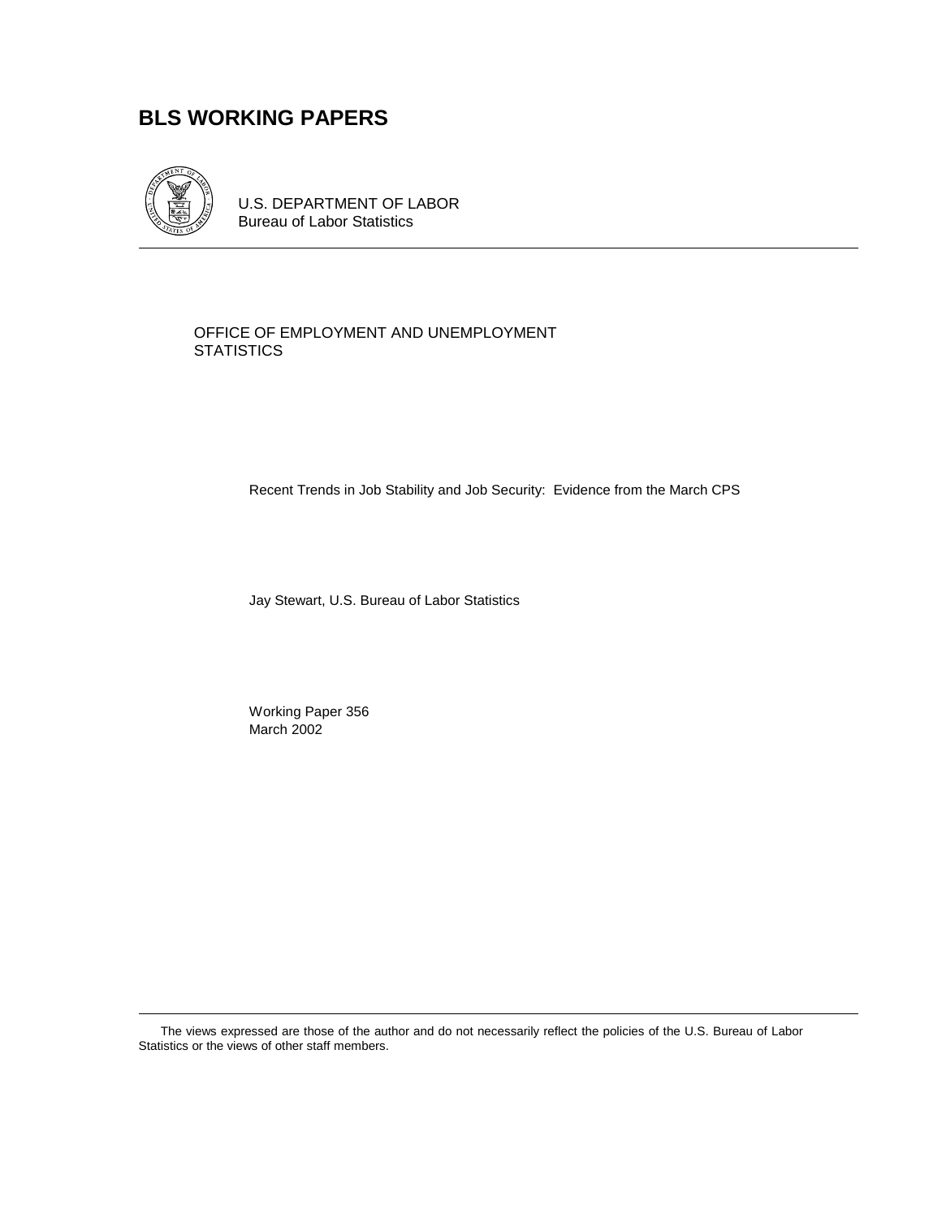# BLS WORKING PAPERS

U.S. DEPARTMENT OF LABOR
Bureau of Labor Statistics

OFFICE OF EMPLOYMENT AND UNEMPLOYMENT STATISTICS

Recent Trends in Job Stability and Job Security: Evidence from the March CPS

Jay Stewart, U.S. Bureau of Labor Statistics

Working Paper 356
March 2002

The views expressed are those of the author and do not necessarily reflect the policies of the U.S. Bureau of Labor Statistics or the views of other staff members.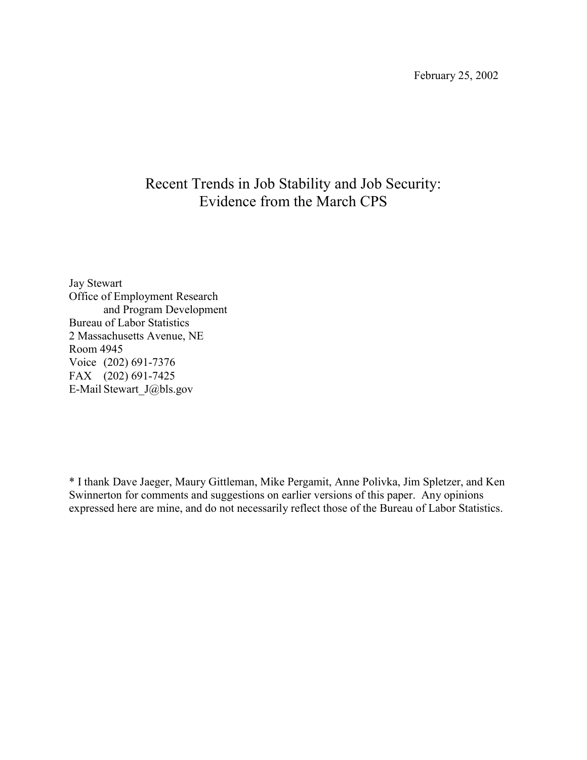February 25, 2002

# Recent Trends in Job Stability and Job Security: Evidence from the March CPS

Jay Stewart
Office of Employment Research
and Program Development
Bureau of Labor Statistics
2 Massachusetts Avenue, NE
Room 4945
Voice (202) 691-7376
FAX (202) 691-7425
E-Mail Stewart_J@bls.gov

* I thank Dave Jaeger, Maury Gittleman, Mike Pergamit, Anne Polivka, Jim Spletzer, and Ken Swinnerton for comments and suggestions on earlier versions of this paper. Any opinions expressed here are mine, and do not necessarily reflect those of the Bureau of Labor Statistics.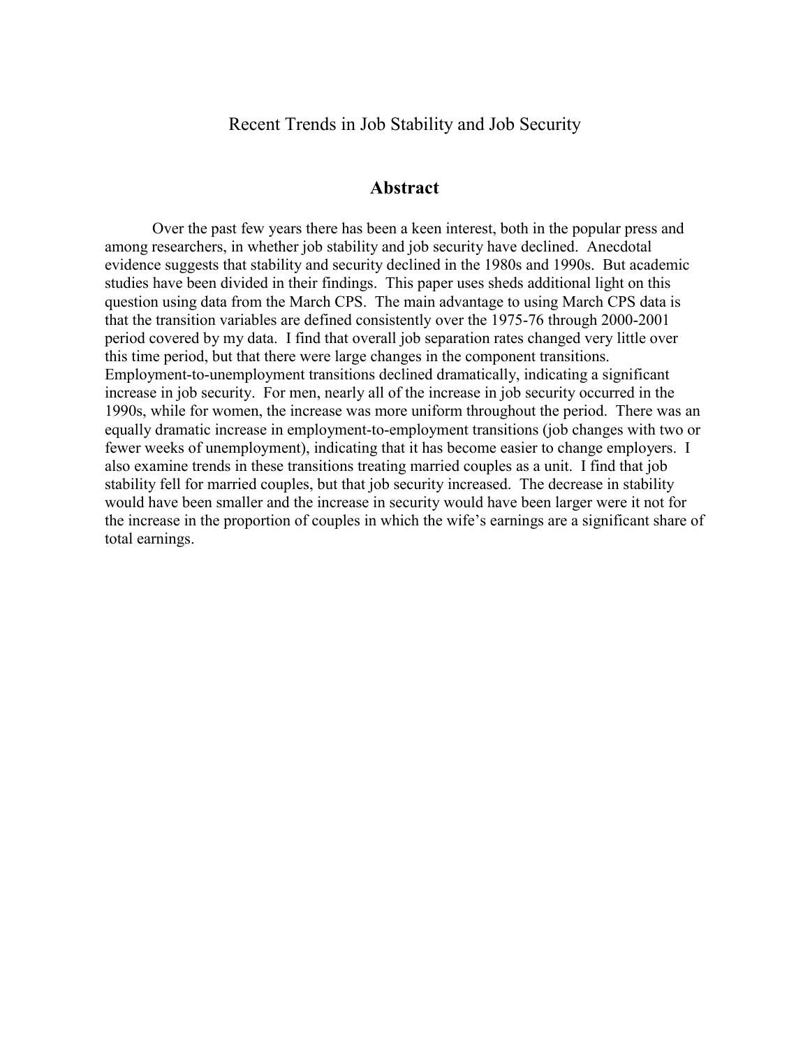# Recent Trends in Job Stability and Job Security

## Abstract

Over the past few years there has been a keen interest, both in the popular press and among researchers, in whether job stability and job security have declined. Anecdotal evidence suggests that stability and security declined in the 1980s and 1990s. But academic studies have been divided in their findings. This paper uses sheds additional light on this question using data from the March CPS. The main advantage to using March CPS data is that the transition variables are defined consistently over the 1975-76 through 2000-2001 period covered by my data. I find that overall job separation rates changed very little over this time period, but that there were large changes in the component transitions. Employment-to-unemployment transitions declined dramatically, indicating a significant increase in job security. For men, nearly all of the increase in job security occurred in the 1990s, while for women, the increase was more uniform throughout the period. There was an equally dramatic increase in employment-to-employment transitions (job changes with two or fewer weeks of unemployment), indicating that it has become easier to change employers. I also examine trends in these transitions treating married couples as a unit. I find that job stability fell for married couples, but that job security increased. The decrease in stability would have been smaller and the increase in security would have been larger were it not for the increase in the proportion of couples in which the wife's earnings are a significant share of total earnings.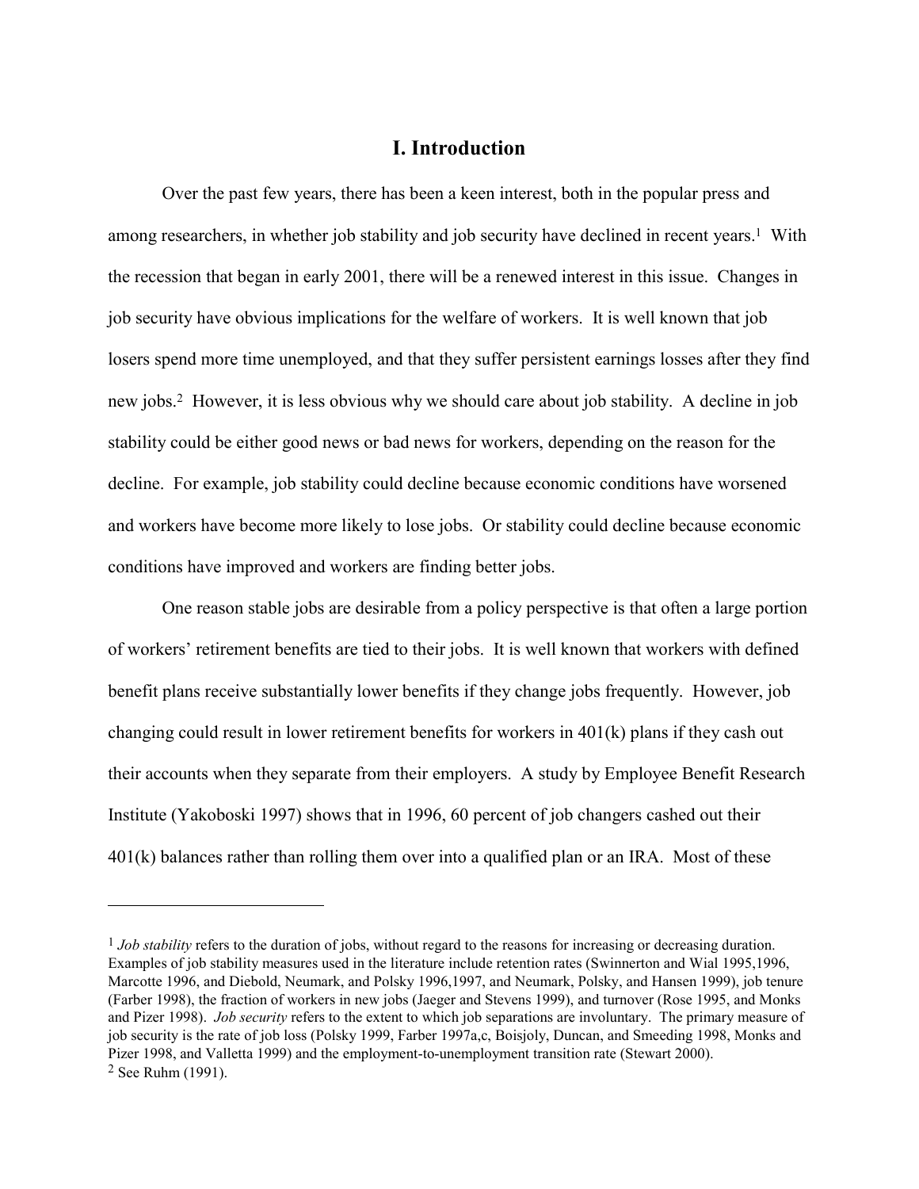# I. Introduction

Over the past few years, there has been a keen interest, both in the popular press and among researchers, in whether job stability and job security have declined in recent years.[1] With the recession that began in early 2001, there will be a renewed interest in this issue. Changes in job security have obvious implications for the welfare of workers. It is well known that job losers spend more time unemployed, and that they suffer persistent earnings losses after they find new jobs.[2] However, it is less obvious why we should care about job stability. A decline in job stability could be either good news or bad news for workers, depending on the reason for the decline. For example, job stability could decline because economic conditions have worsened and workers have become more likely to lose jobs. Or stability could decline because economic conditions have improved and workers are finding better jobs.

One reason stable jobs are desirable from a policy perspective is that often a large portion of workers' retirement benefits are tied to their jobs. It is well known that workers with defined benefit plans receive substantially lower benefits if they change jobs frequently. However, job changing could result in lower retirement benefits for workers in 401(k) plans if they cash out their accounts when they separate from their employers. A study by Employee Benefit Research Institute (Yakoboski 1997) shows that in 1996, 60 percent of job changers cashed out their 401(k) balances rather than rolling them over into a qualified plan or an IRA. Most of these

---

[1] *Job stability* refers to the duration of jobs, without regard to the reasons for increasing or decreasing duration. Examples of job stability measures used in the literature include retention rates (Swinnerton and Wial 1995,1996, Marcotte 1996, and Diebold, Neumark, and Polsky 1996,1997, and Neumark, Polsky, and Hansen 1999), job tenure (Farber 1998), the fraction of workers in new jobs (Jaeger and Stevens 1999), and turnover (Rose 1995, and Monks and Pizer 1998). *Job security* refers to the extent to which job separations are involuntary. The primary measure of job security is the rate of job loss (Polsky 1999, Farber 1997a,c, Boisjoly, Duncan, and Smeeding 1998, Monks and Pizer 1998, and Valletta 1999) and the employment-to-unemployment transition rate (Stewart 2000).

[2] See Ruhm (1991).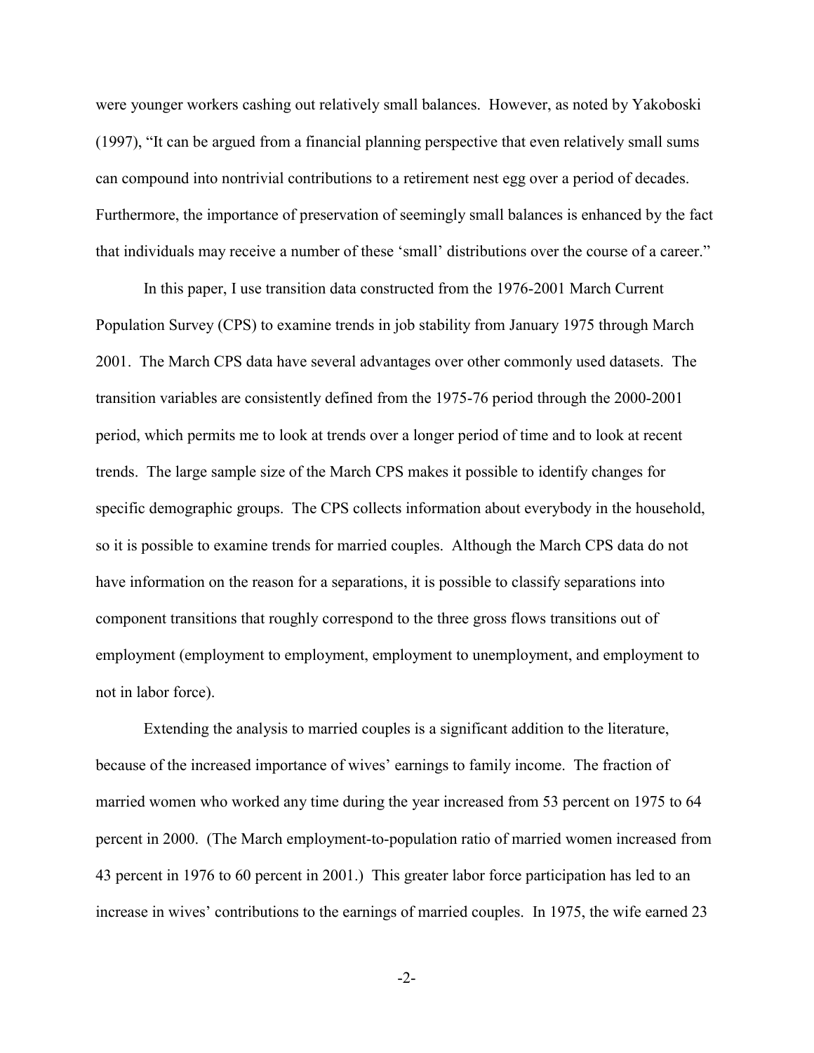were younger workers cashing out relatively small balances. However, as noted by Yakoboski (1997), "It can be argued from a financial planning perspective that even relatively small sums can compound into nontrivial contributions to a retirement nest egg over a period of decades. Furthermore, the importance of preservation of seemingly small balances is enhanced by the fact that individuals may receive a number of these 'small' distributions over the course of a career."

In this paper, I use transition data constructed from the 1976-2001 March Current Population Survey (CPS) to examine trends in job stability from January 1975 through March 2001. The March CPS data have several advantages over other commonly used datasets. The transition variables are consistently defined from the 1975-76 period through the 2000-2001 period, which permits me to look at trends over a longer period of time and to look at recent trends. The large sample size of the March CPS makes it possible to identify changes for specific demographic groups. The CPS collects information about everybody in the household, so it is possible to examine trends for married couples. Although the March CPS data do not have information on the reason for a separations, it is possible to classify separations into component transitions that roughly correspond to the three gross flows transitions out of employment (employment to employment, employment to unemployment, and employment to not in labor force).

Extending the analysis to married couples is a significant addition to the literature, because of the increased importance of wives' earnings to family income. The fraction of married women who worked any time during the year increased from 53 percent on 1975 to 64 percent in 2000. (The March employment-to-population ratio of married women increased from 43 percent in 1976 to 60 percent in 2001.) This greater labor force participation has led to an increase in wives' contributions to the earnings of married couples. In 1975, the wife earned 23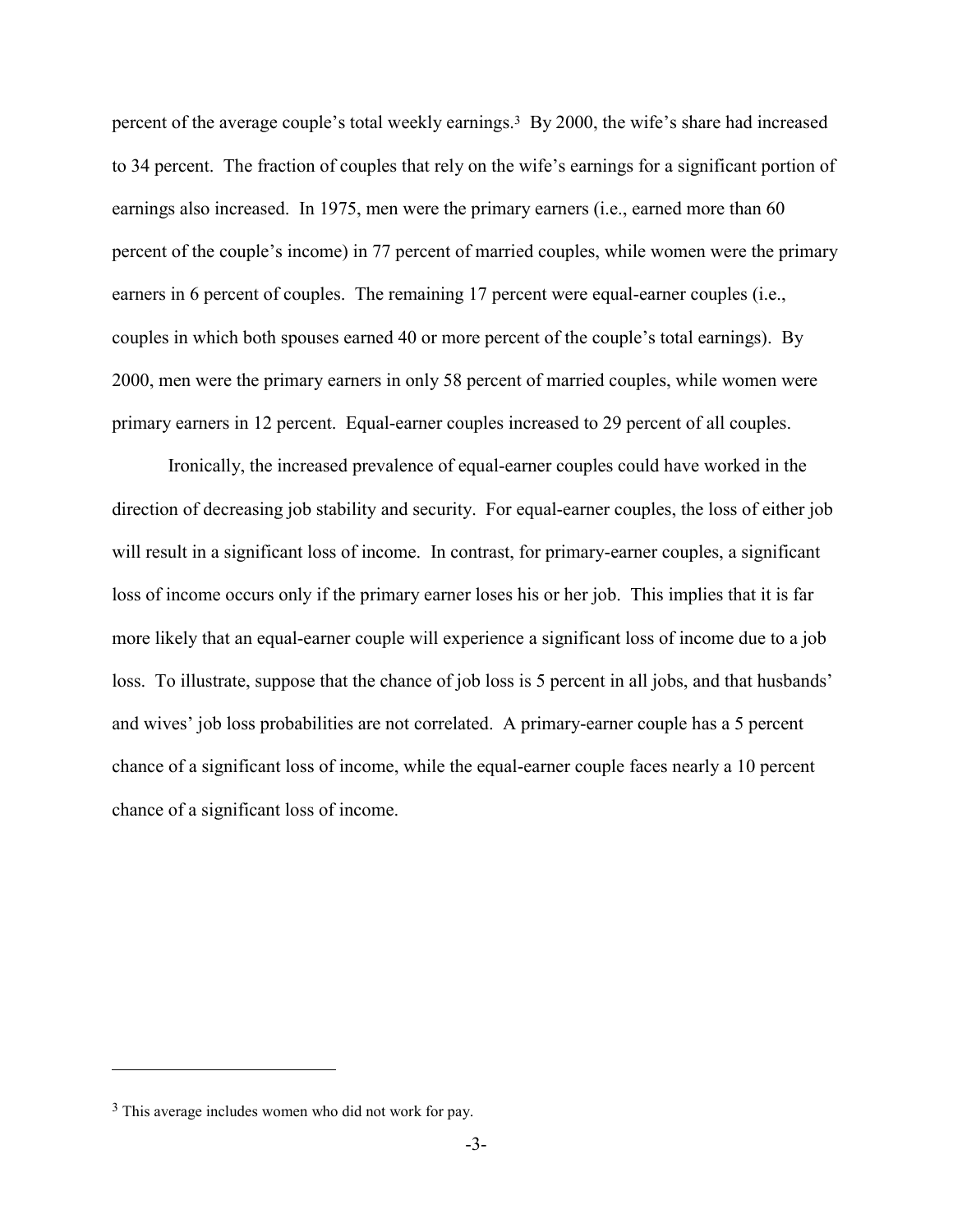percent of the average couple's total weekly earnings.[3] By 2000, the wife's share had increased to 34 percent. The fraction of couples that rely on the wife's earnings for a significant portion of earnings also increased. In 1975, men were the primary earners (i.e., earned more than 60 percent of the couple's income) in 77 percent of married couples, while women were the primary earners in 6 percent of couples. The remaining 17 percent were equal-earner couples (i.e., couples in which both spouses earned 40 or more percent of the couple's total earnings). By 2000, men were the primary earners in only 58 percent of married couples, while women were primary earners in 12 percent. Equal-earner couples increased to 29 percent of all couples.

Ironically, the increased prevalence of equal-earner couples could have worked in the direction of decreasing job stability and security. For equal-earner couples, the loss of either job will result in a significant loss of income. In contrast, for primary-earner couples, a significant loss of income occurs only if the primary earner loses his or her job. This implies that it is far more likely that an equal-earner couple will experience a significant loss of income due to a job loss. To illustrate, suppose that the chance of job loss is 5 percent in all jobs, and that husbands' and wives' job loss probabilities are not correlated. A primary-earner couple has a 5 percent chance of a significant loss of income, while the equal-earner couple faces nearly a 10 percent chance of a significant loss of income.

[3] This average includes women who did not work for pay.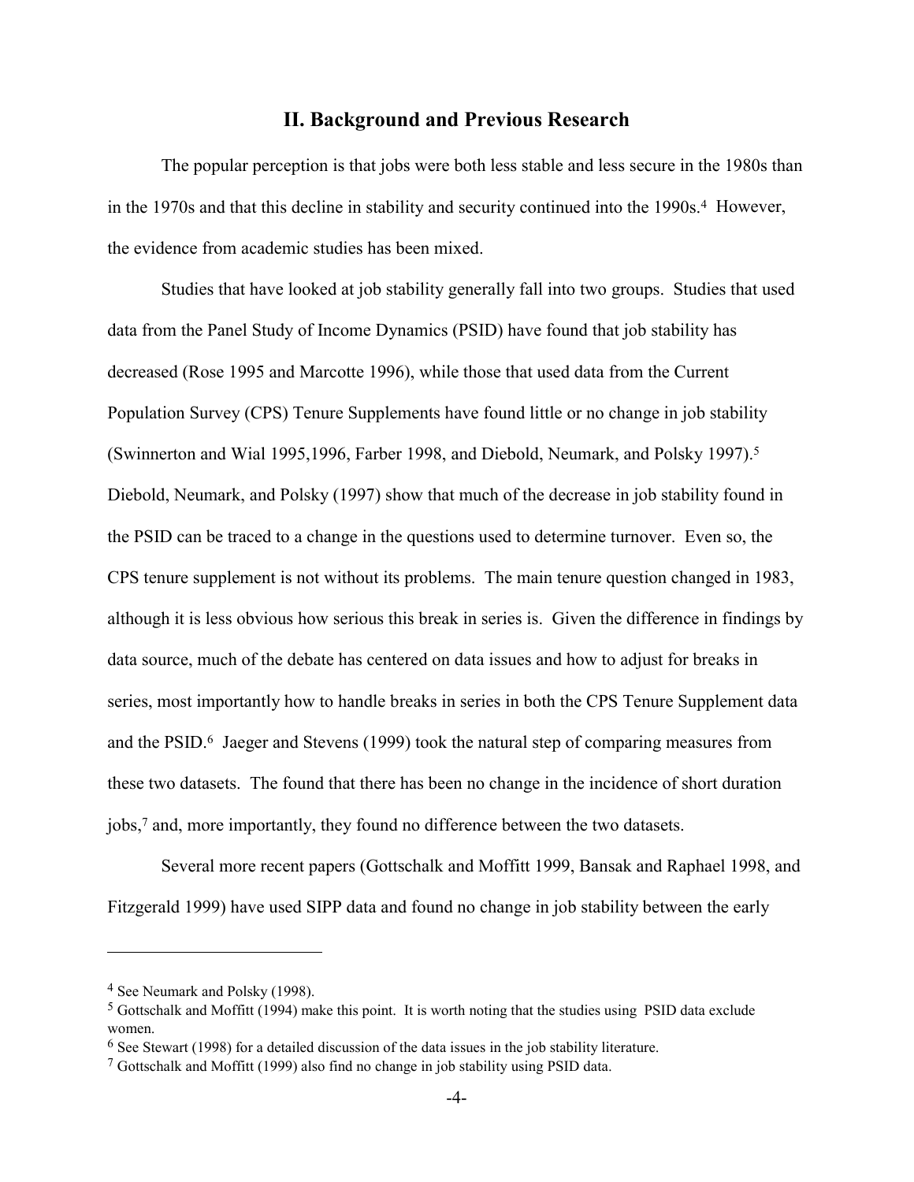## II. Background and Previous Research

The popular perception is that jobs were both less stable and less secure in the 1980s than in the 1970s and that this decline in stability and security continued into the 1990s.[4] However, the evidence from academic studies has been mixed.

Studies that have looked at job stability generally fall into two groups. Studies that used data from the Panel Study of Income Dynamics (PSID) have found that job stability has decreased (Rose 1995 and Marcotte 1996), while those that used data from the Current Population Survey (CPS) Tenure Supplements have found little or no change in job stability (Swinnerton and Wial 1995,1996, Farber 1998, and Diebold, Neumark, and Polsky 1997).[5] Diebold, Neumark, and Polsky (1997) show that much of the decrease in job stability found in the PSID can be traced to a change in the questions used to determine turnover. Even so, the CPS tenure supplement is not without its problems. The main tenure question changed in 1983, although it is less obvious how serious this break in series is. Given the difference in findings by data source, much of the debate has centered on data issues and how to adjust for breaks in series, most importantly how to handle breaks in series in both the CPS Tenure Supplement data and the PSID.[6] Jaeger and Stevens (1999) took the natural step of comparing measures from these two datasets. The found that there has been no change in the incidence of short duration jobs,[7] and, more importantly, they found no difference between the two datasets.

Several more recent papers (Gottschalk and Moffitt 1999, Bansak and Raphael 1998, and Fitzgerald 1999) have used SIPP data and found no change in job stability between the early

---

[4] See Neumark and Polsky (1998).

[5] Gottschalk and Moffitt (1994) make this point. It is worth noting that the studies using PSID data exclude women.

[6] See Stewart (1998) for a detailed discussion of the data issues in the job stability literature.

[7] Gottschalk and Moffitt (1999) also find no change in job stability using PSID data.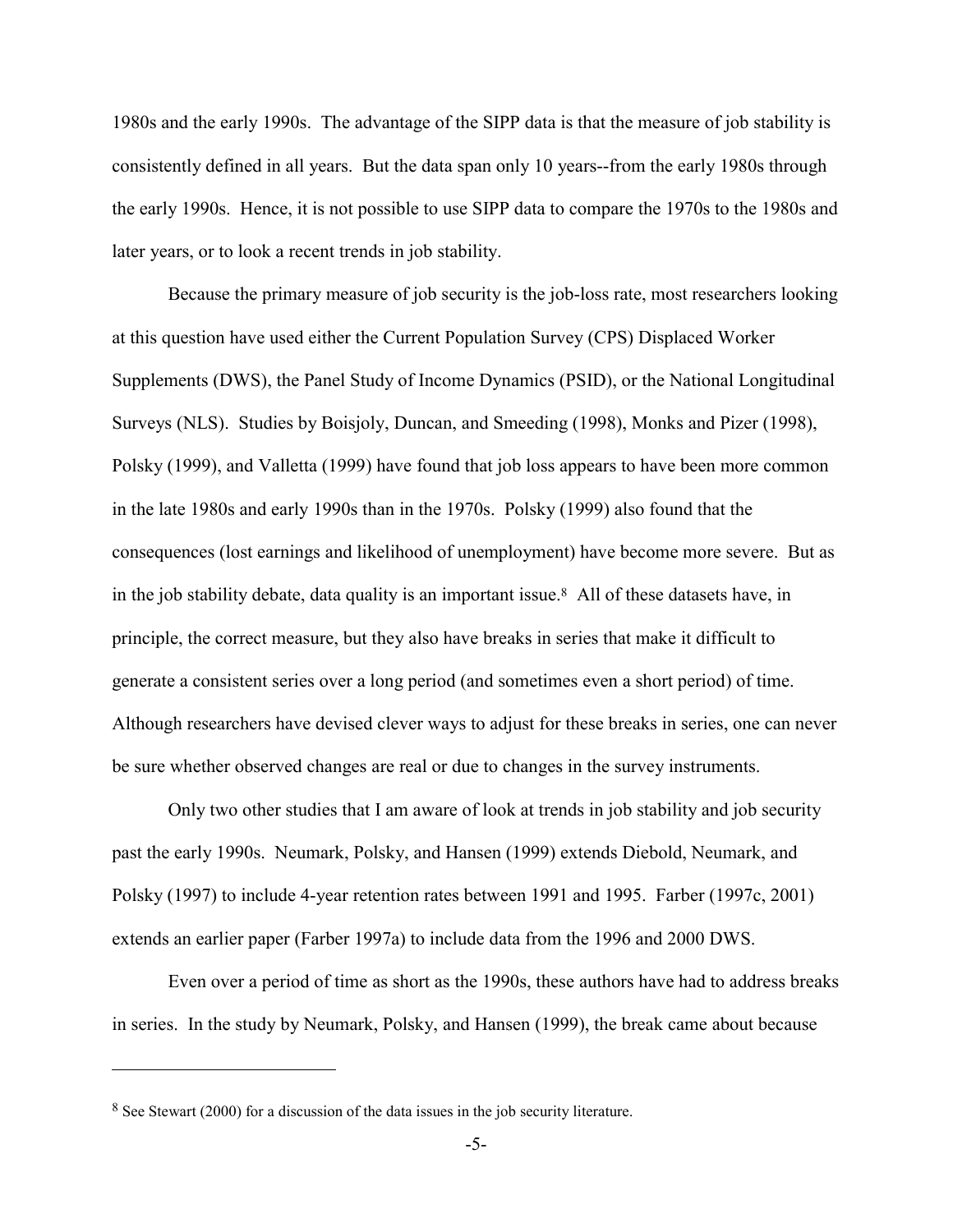1980s and the early 1990s. The advantage of the SIPP data is that the measure of job stability is consistently defined in all years. But the data span only 10 years--from the early 1980s through the early 1990s. Hence, it is not possible to use SIPP data to compare the 1970s to the 1980s and later years, or to look a recent trends in job stability.

Because the primary measure of job security is the job-loss rate, most researchers looking at this question have used either the Current Population Survey (CPS) Displaced Worker Supplements (DWS), the Panel Study of Income Dynamics (PSID), or the National Longitudinal Surveys (NLS). Studies by Boisjoly, Duncan, and Smeeding (1998), Monks and Pizer (1998), Polsky (1999), and Valletta (1999) have found that job loss appears to have been more common in the late 1980s and early 1990s than in the 1970s. Polsky (1999) also found that the consequences (lost earnings and likelihood of unemployment) have become more severe. But as in the job stability debate, data quality is an important issue.[8] All of these datasets have, in principle, the correct measure, but they also have breaks in series that make it difficult to generate a consistent series over a long period (and sometimes even a short period) of time. Although researchers have devised clever ways to adjust for these breaks in series, one can never be sure whether observed changes are real or due to changes in the survey instruments.

Only two other studies that I am aware of look at trends in job stability and job security past the early 1990s. Neumark, Polsky, and Hansen (1999) extends Diebold, Neumark, and Polsky (1997) to include 4-year retention rates between 1991 and 1995. Farber (1997c, 2001) extends an earlier paper (Farber 1997a) to include data from the 1996 and 2000 DWS.

Even over a period of time as short as the 1990s, these authors have had to address breaks in series. In the study by Neumark, Polsky, and Hansen (1999), the break came about because

---

[8] See Stewart (2000) for a discussion of the data issues in the job security literature.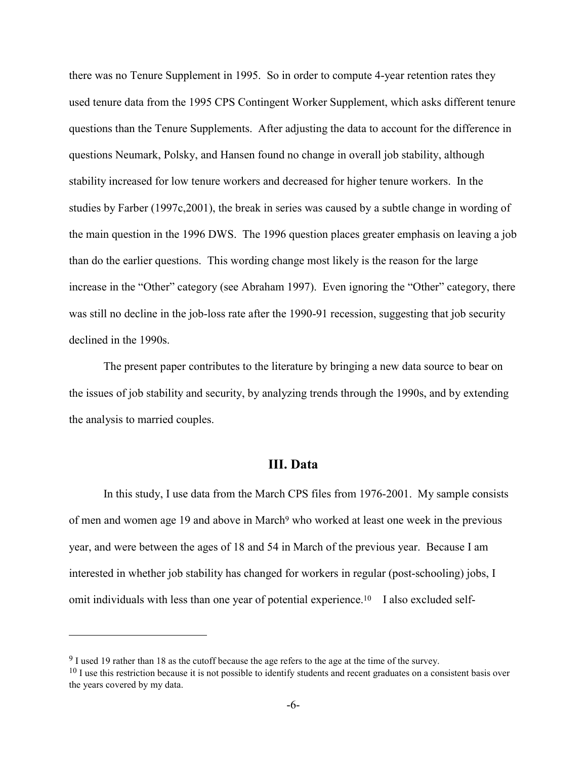there was no Tenure Supplement in 1995. So in order to compute 4-year retention rates they used tenure data from the 1995 CPS Contingent Worker Supplement, which asks different tenure questions than the Tenure Supplements. After adjusting the data to account for the difference in questions Neumark, Polsky, and Hansen found no change in overall job stability, although stability increased for low tenure workers and decreased for higher tenure workers. In the studies by Farber (1997c,2001), the break in series was caused by a subtle change in wording of the main question in the 1996 DWS. The 1996 question places greater emphasis on leaving a job than do the earlier questions. This wording change most likely is the reason for the large increase in the "Other" category (see Abraham 1997). Even ignoring the "Other" category, there was still no decline in the job-loss rate after the 1990-91 recession, suggesting that job security declined in the 1990s.

The present paper contributes to the literature by bringing a new data source to bear on the issues of job stability and security, by analyzing trends through the 1990s, and by extending the analysis to married couples.

## III. Data

In this study, I use data from the March CPS files from 1976-2001. My sample consists of men and women age 19 and above in March[9] who worked at least one week in the previous year, and were between the ages of 18 and 54 in March of the previous year. Because I am interested in whether job stability has changed for workers in regular (post-schooling) jobs, I omit individuals with less than one year of potential experience.[10] I also excluded self-

---

[9] I used 19 rather than 18 as the cutoff because the age refers to the age at the time of the survey.

[10] I use this restriction because it is not possible to identify students and recent graduates on a consistent basis over the years covered by my data.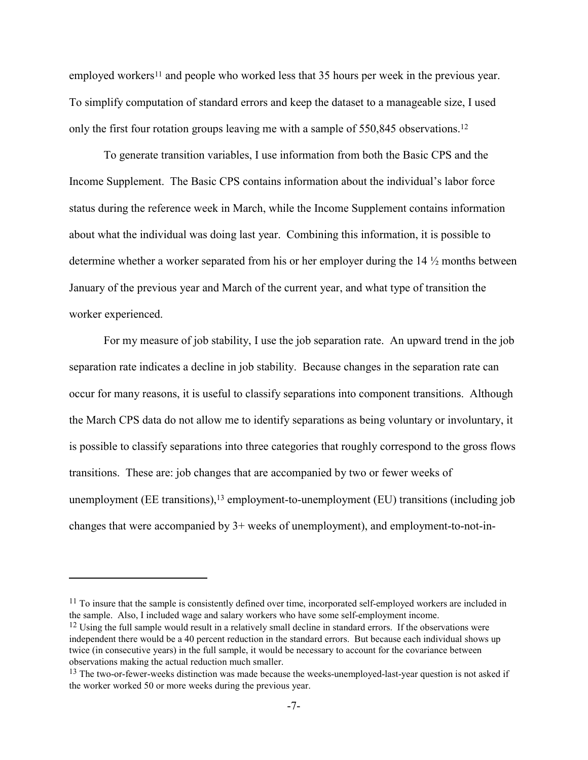employed workers[11] and people who worked less that 35 hours per week in the previous year. To simplify computation of standard errors and keep the dataset to a manageable size, I used only the first four rotation groups leaving me with a sample of 550,845 observations.[12]

To generate transition variables, I use information from both the Basic CPS and the Income Supplement. The Basic CPS contains information about the individual's labor force status during the reference week in March, while the Income Supplement contains information about what the individual was doing last year. Combining this information, it is possible to determine whether a worker separated from his or her employer during the 14 ½ months between January of the previous year and March of the current year, and what type of transition the worker experienced.

For my measure of job stability, I use the job separation rate. An upward trend in the job separation rate indicates a decline in job stability. Because changes in the separation rate can occur for many reasons, it is useful to classify separations into component transitions. Although the March CPS data do not allow me to identify separations as being voluntary or involuntary, it is possible to classify separations into three categories that roughly correspond to the gross flows transitions. These are: job changes that are accompanied by two or fewer weeks of unemployment (EE transitions),[13] employment-to-unemployment (EU) transitions (including job changes that were accompanied by 3+ weeks of unemployment), and employment-to-not-in-

---

[11] To insure that the sample is consistently defined over time, incorporated self-employed workers are included in the sample. Also, I included wage and salary workers who have some self-employment income.

[12] Using the full sample would result in a relatively small decline in standard errors. If the observations were independent there would be a 40 percent reduction in the standard errors. But because each individual shows up twice (in consecutive years) in the full sample, it would be necessary to account for the covariance between observations making the actual reduction much smaller.

[13] The two-or-fewer-weeks distinction was made because the weeks-unemployed-last-year question is not asked if the worker worked 50 or more weeks during the previous year.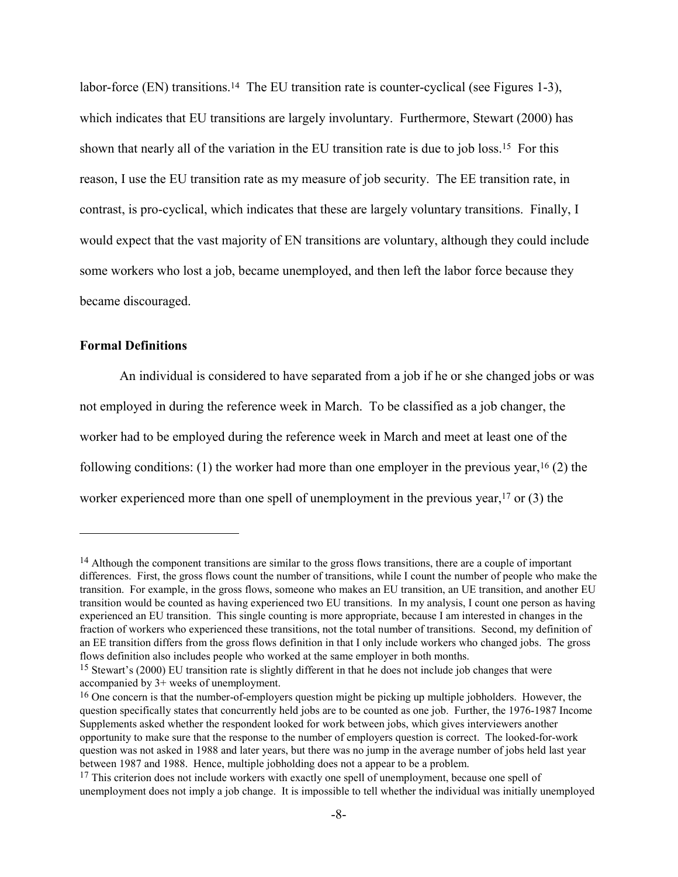labor-force (EN) transitions.[14] The EU transition rate is counter-cyclical (see Figures 1-3), which indicates that EU transitions are largely involuntary. Furthermore, Stewart (2000) has shown that nearly all of the variation in the EU transition rate is due to job loss.[15] For this reason, I use the EU transition rate as my measure of job security. The EE transition rate, in contrast, is pro-cyclical, which indicates that these are largely voluntary transitions. Finally, I would expect that the vast majority of EN transitions are voluntary, although they could include some workers who lost a job, became unemployed, and then left the labor force because they became discouraged.

**Formal Definitions**

An individual is considered to have separated from a job if he or she changed jobs or was not employed in during the reference week in March. To be classified as a job changer, the worker had to be employed during the reference week in March and meet at least one of the following conditions: (1) the worker had more than one employer in the previous year,[16] (2) the worker experienced more than one spell of unemployment in the previous year,[17] or (3) the

---

[14] Although the component transitions are similar to the gross flows transitions, there are a couple of important differences. First, the gross flows count the number of transitions, while I count the number of people who make the transition. For example, in the gross flows, someone who makes an EU transition, an UE transition, and another EU transition would be counted as having experienced two EU transitions. In my analysis, I count one person as having experienced an EU transition. This single counting is more appropriate, because I am interested in changes in the fraction of workers who experienced these transitions, not the total number of transitions. Second, my definition of an EE transition differs from the gross flows definition in that I only include workers who changed jobs. The gross flows definition also includes people who worked at the same employer in both months.

[15] Stewart's (2000) EU transition rate is slightly different in that he does not include job changes that were accompanied by 3+ weeks of unemployment.

[16] One concern is that the number-of-employers question might be picking up multiple jobholders. However, the question specifically states that concurrently held jobs are to be counted as one job. Further, the 1976-1987 Income Supplements asked whether the respondent looked for work between jobs, which gives interviewers another opportunity to make sure that the response to the number of employers question is correct. The looked-for-work question was not asked in 1988 and later years, but there was no jump in the average number of jobs held last year between 1987 and 1988. Hence, multiple jobholding does not a appear to be a problem.

[17] This criterion does not include workers with exactly one spell of unemployment, because one spell of unemployment does not imply a job change. It is impossible to tell whether the individual was initially unemployed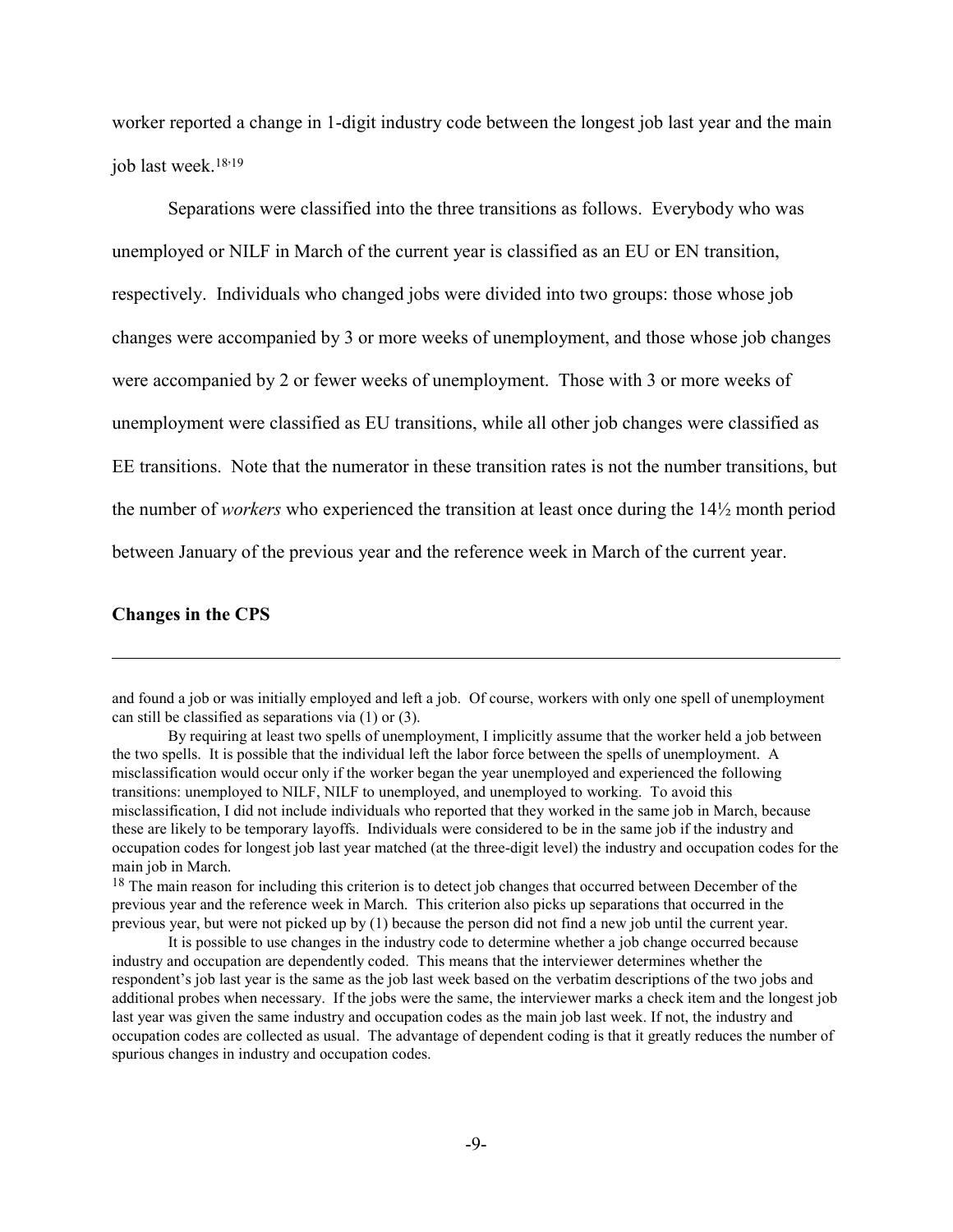worker reported a change in 1-digit industry code between the longest job last year and the main job last week.[18,19]

Separations were classified into the three transitions as follows. Everybody who was unemployed or NILF in March of the current year is classified as an EU or EN transition, respectively. Individuals who changed jobs were divided into two groups: those whose job changes were accompanied by 3 or more weeks of unemployment, and those whose job changes were accompanied by 2 or fewer weeks of unemployment. Those with 3 or more weeks of unemployment were classified as EU transitions, while all other job changes were classified as EE transitions. Note that the numerator in these transition rates is not the number transitions, but the number of *workers* who experienced the transition at least once during the 14½ month period between January of the previous year and the reference week in March of the current year.

**Changes in the CPS**

---

and found a job or was initially employed and left a job. Of course, workers with only one spell of unemployment can still be classified as separations via (1) or (3).

By requiring at least two spells of unemployment, I implicitly assume that the worker held a job between the two spells. It is possible that the individual left the labor force between the spells of unemployment. A misclassification would occur only if the worker began the year unemployed and experienced the following transitions: unemployed to NILF, NILF to unemployed, and unemployed to working. To avoid this misclassification, I did not include individuals who reported that they worked in the same job in March, because these are likely to be temporary layoffs. Individuals were considered to be in the same job if the industry and occupation codes for longest job last year matched (at the three-digit level) the industry and occupation codes for the main job in March.

[18] The main reason for including this criterion is to detect job changes that occurred between December of the previous year and the reference week in March. This criterion also picks up separations that occurred in the previous year, but were not picked up by (1) because the person did not find a new job until the current year.

It is possible to use changes in the industry code to determine whether a job change occurred because industry and occupation are dependently coded. This means that the interviewer determines whether the respondent's job last year is the same as the job last week based on the verbatim descriptions of the two jobs and additional probes when necessary. If the jobs were the same, the interviewer marks a check item and the longest job last year was given the same industry and occupation codes as the main job last week. If not, the industry and occupation codes are collected as usual. The advantage of dependent coding is that it greatly reduces the number of spurious changes in industry and occupation codes.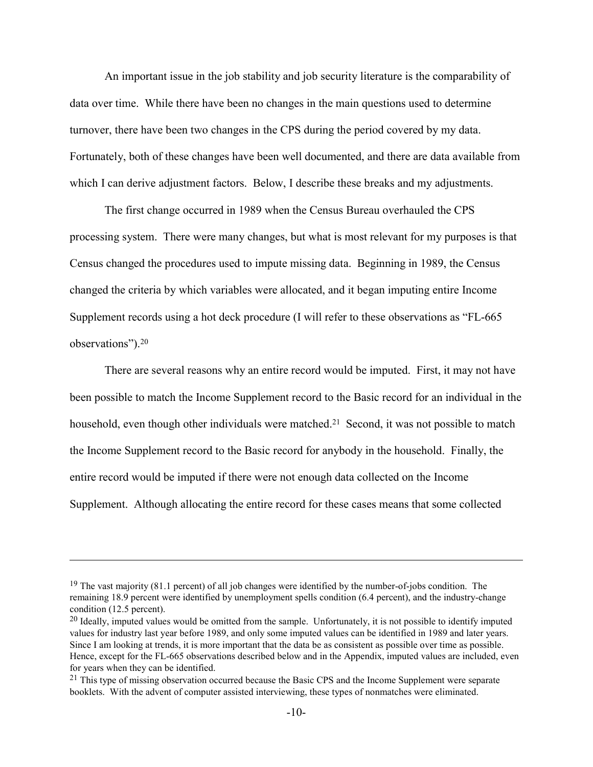An important issue in the job stability and job security literature is the comparability of data over time. While there have been no changes in the main questions used to determine turnover, there have been two changes in the CPS during the period covered by my data. Fortunately, both of these changes have been well documented, and there are data available from which I can derive adjustment factors. Below, I describe these breaks and my adjustments.

The first change occurred in 1989 when the Census Bureau overhauled the CPS processing system. There were many changes, but what is most relevant for my purposes is that Census changed the procedures used to impute missing data. Beginning in 1989, the Census changed the criteria by which variables were allocated, and it began imputing entire Income Supplement records using a hot deck procedure (I will refer to these observations as "FL-665 observations").[20]

There are several reasons why an entire record would be imputed. First, it may not have been possible to match the Income Supplement record to the Basic record for an individual in the household, even though other individuals were matched.[21] Second, it was not possible to match the Income Supplement record to the Basic record for anybody in the household. Finally, the entire record would be imputed if there were not enough data collected on the Income Supplement. Although allocating the entire record for these cases means that some collected

---

[19] The vast majority (81.1 percent) of all job changes were identified by the number-of-jobs condition. The remaining 18.9 percent were identified by unemployment spells condition (6.4 percent), and the industry-change condition (12.5 percent).

[20] Ideally, imputed values would be omitted from the sample. Unfortunately, it is not possible to identify imputed values for industry last year before 1989, and only some imputed values can be identified in 1989 and later years. Since I am looking at trends, it is more important that the data be as consistent as possible over time as possible. Hence, except for the FL-665 observations described below and in the Appendix, imputed values are included, even for years when they can be identified.

[21] This type of missing observation occurred because the Basic CPS and the Income Supplement were separate booklets. With the advent of computer assisted interviewing, these types of nonmatches were eliminated.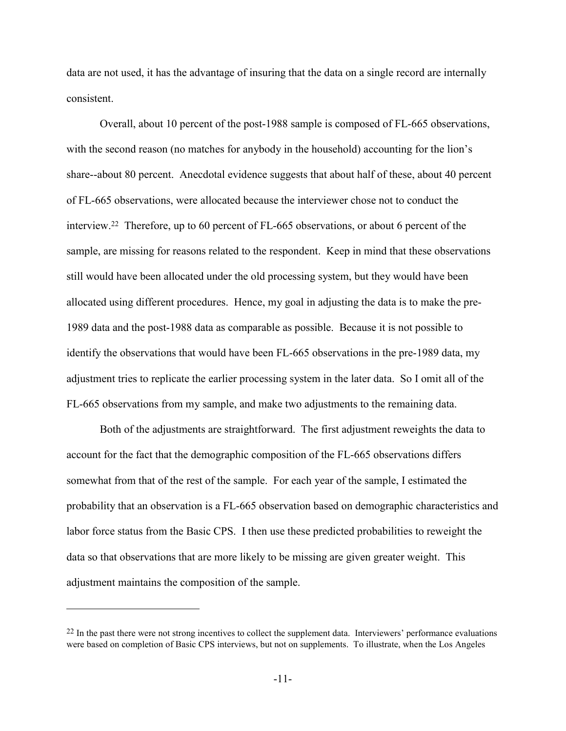data are not used, it has the advantage of insuring that the data on a single record are internally consistent.

Overall, about 10 percent of the post-1988 sample is composed of FL-665 observations, with the second reason (no matches for anybody in the household) accounting for the lion's share--about 80 percent. Anecdotal evidence suggests that about half of these, about 40 percent of FL-665 observations, were allocated because the interviewer chose not to conduct the interview.[22] Therefore, up to 60 percent of FL-665 observations, or about 6 percent of the sample, are missing for reasons related to the respondent. Keep in mind that these observations still would have been allocated under the old processing system, but they would have been allocated using different procedures. Hence, my goal in adjusting the data is to make the pre-1989 data and the post-1988 data as comparable as possible. Because it is not possible to identify the observations that would have been FL-665 observations in the pre-1989 data, my adjustment tries to replicate the earlier processing system in the later data. So I omit all of the FL-665 observations from my sample, and make two adjustments to the remaining data.

Both of the adjustments are straightforward. The first adjustment reweights the data to account for the fact that the demographic composition of the FL-665 observations differs somewhat from that of the rest of the sample. For each year of the sample, I estimated the probability that an observation is a FL-665 observation based on demographic characteristics and labor force status from the Basic CPS. I then use these predicted probabilities to reweight the data so that observations that are more likely to be missing are given greater weight. This adjustment maintains the composition of the sample.

---

[22] In the past there were not strong incentives to collect the supplement data. Interviewers' performance evaluations were based on completion of Basic CPS interviews, but not on supplements. To illustrate, when the Los Angeles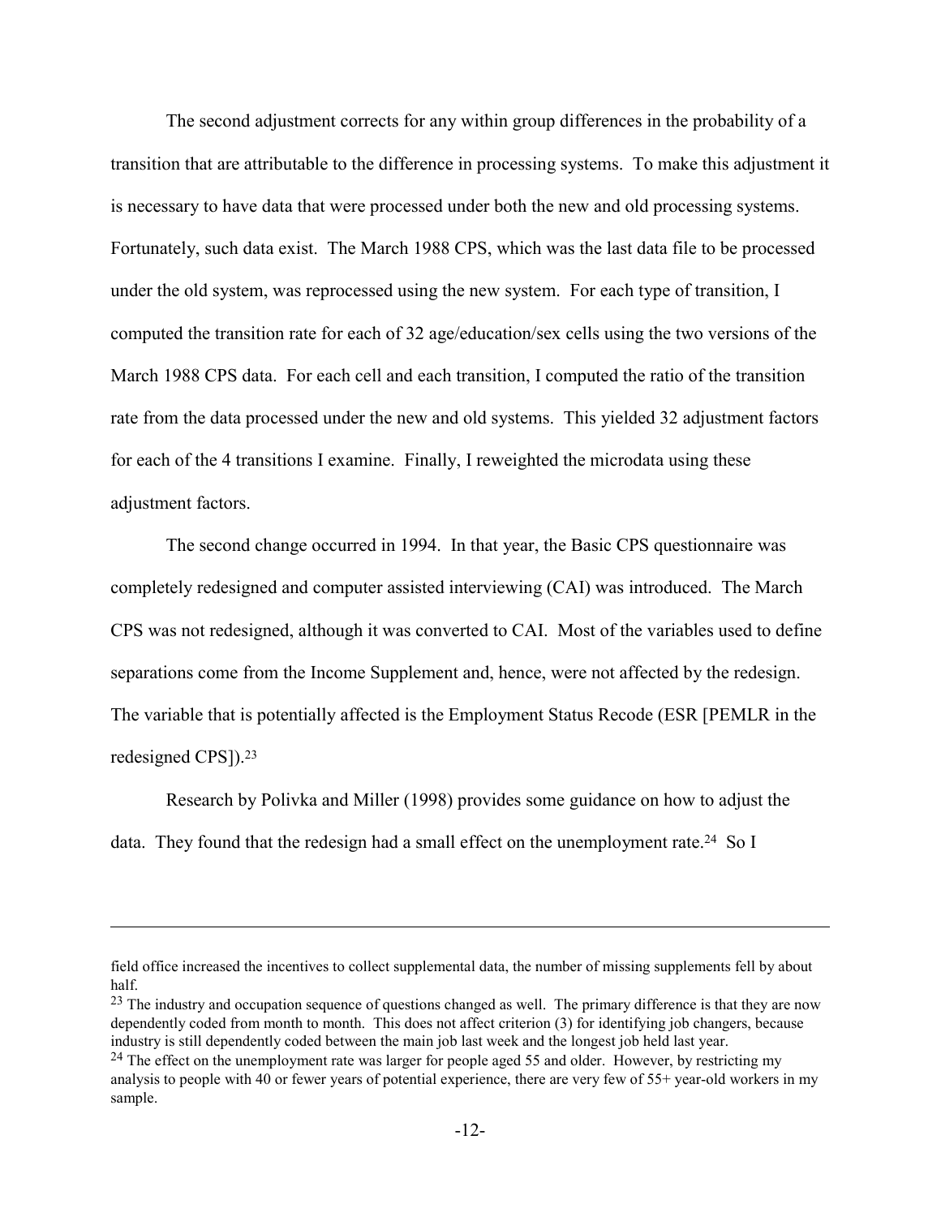The second adjustment corrects for any within group differences in the probability of a transition that are attributable to the difference in processing systems. To make this adjustment it is necessary to have data that were processed under both the new and old processing systems. Fortunately, such data exist. The March 1988 CPS, which was the last data file to be processed under the old system, was reprocessed using the new system. For each type of transition, I computed the transition rate for each of 32 age/education/sex cells using the two versions of the March 1988 CPS data. For each cell and each transition, I computed the ratio of the transition rate from the data processed under the new and old systems. This yielded 32 adjustment factors for each of the 4 transitions I examine. Finally, I reweighted the microdata using these adjustment factors.

The second change occurred in 1994. In that year, the Basic CPS questionnaire was completely redesigned and computer assisted interviewing (CAI) was introduced. The March CPS was not redesigned, although it was converted to CAI. Most of the variables used to define separations come from the Income Supplement and, hence, were not affected by the redesign. The variable that is potentially affected is the Employment Status Recode (ESR [PEMLR in the redesigned CPS]).[23]

Research by Polivka and Miller (1998) provides some guidance on how to adjust the data. They found that the redesign had a small effect on the unemployment rate.[24] So I

---

field office increased the incentives to collect supplemental data, the number of missing supplements fell by about half.

[23] The industry and occupation sequence of questions changed as well. The primary difference is that they are now dependently coded from month to month. This does not affect criterion (3) for identifying job changers, because industry is still dependently coded between the main job last week and the longest job held last year.

[24] The effect on the unemployment rate was larger for people aged 55 and older. However, by restricting my analysis to people with 40 or fewer years of potential experience, there are very few of 55+ year-old workers in my sample.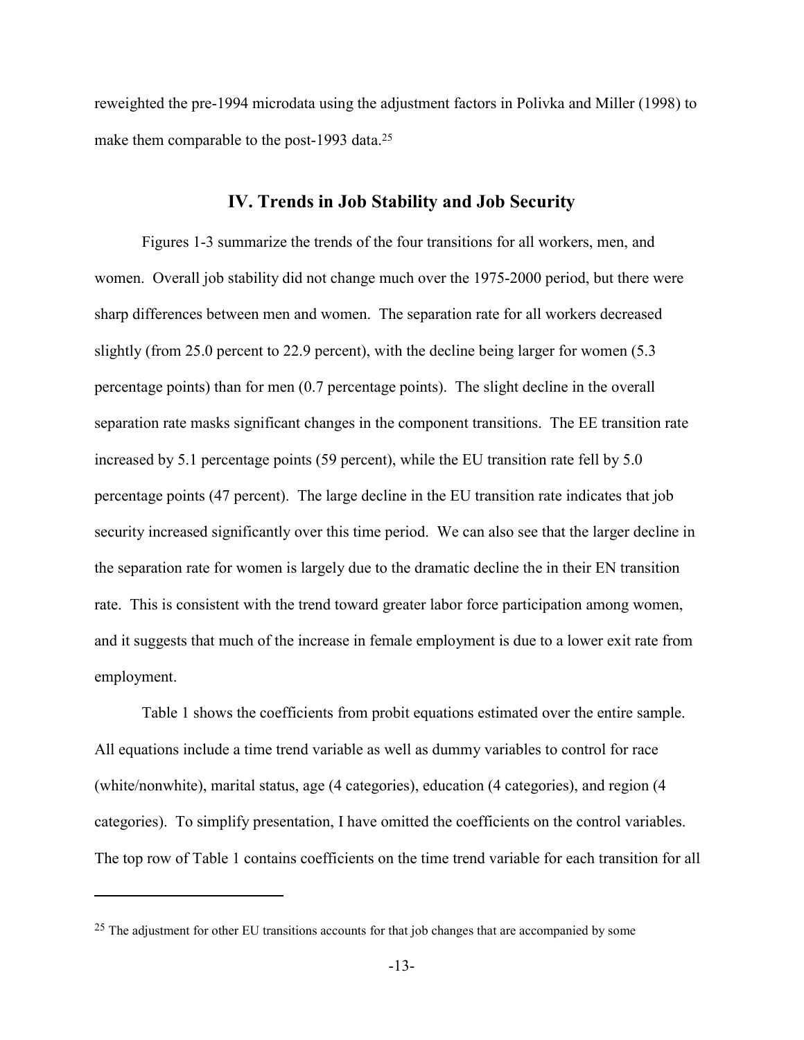reweighted the pre-1994 microdata using the adjustment factors in Polivka and Miller (1998) to make them comparable to the post-1993 data.[25]

## IV. Trends in Job Stability and Job Security

Figures 1-3 summarize the trends of the four transitions for all workers, men, and women. Overall job stability did not change much over the 1975-2000 period, but there were sharp differences between men and women. The separation rate for all workers decreased slightly (from 25.0 percent to 22.9 percent), with the decline being larger for women (5.3 percentage points) than for men (0.7 percentage points). The slight decline in the overall separation rate masks significant changes in the component transitions. The EE transition rate increased by 5.1 percentage points (59 percent), while the EU transition rate fell by 5.0 percentage points (47 percent). The large decline in the EU transition rate indicates that job security increased significantly over this time period. We can also see that the larger decline in the separation rate for women is largely due to the dramatic decline the in their EN transition rate. This is consistent with the trend toward greater labor force participation among women, and it suggests that much of the increase in female employment is due to a lower exit rate from employment.

Table 1 shows the coefficients from probit equations estimated over the entire sample. All equations include a time trend variable as well as dummy variables to control for race (white/nonwhite), marital status, age (4 categories), education (4 categories), and region (4 categories). To simplify presentation, I have omitted the coefficients on the control variables. The top row of Table 1 contains coefficients on the time trend variable for each transition for all

[25] The adjustment for other EU transitions accounts for that job changes that are accompanied by some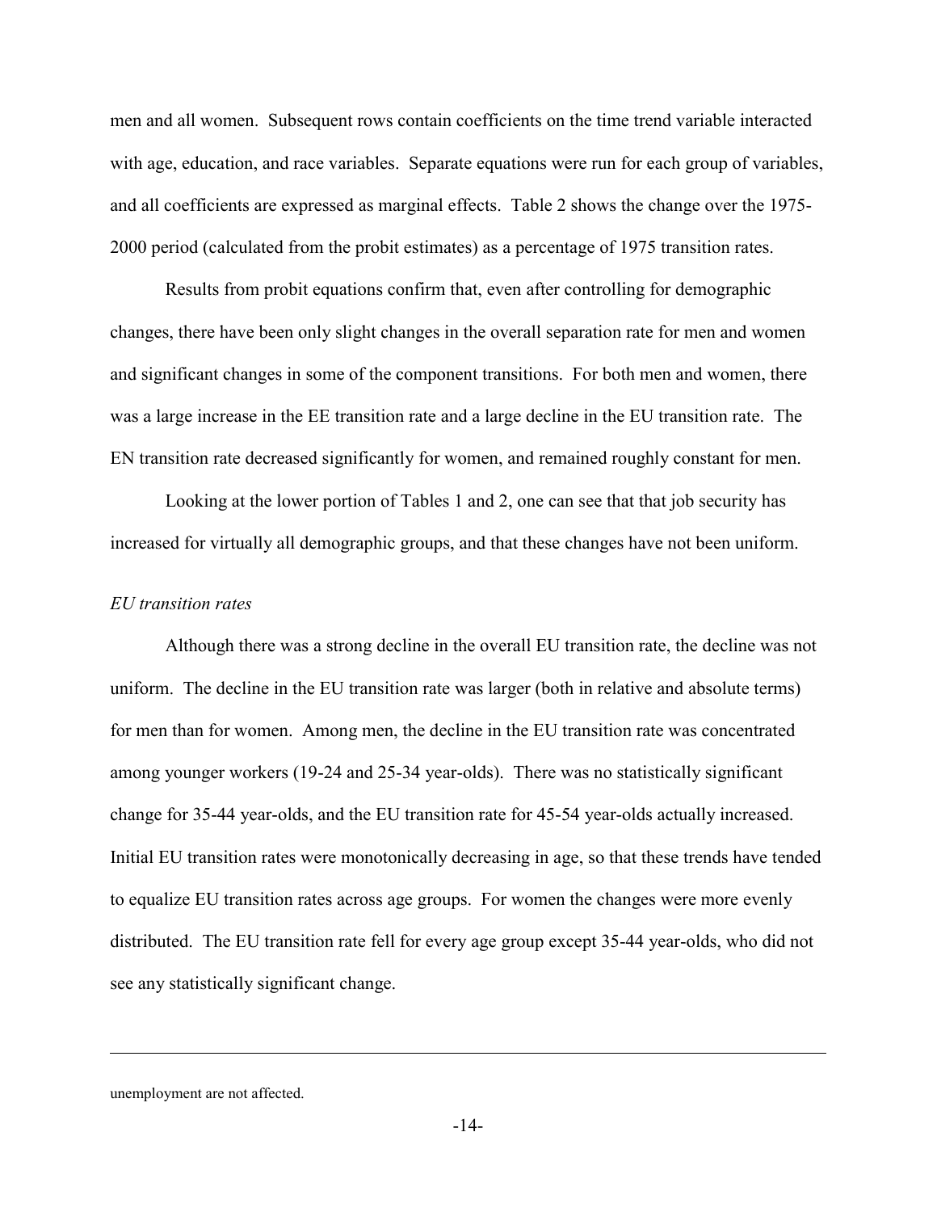men and all women. Subsequent rows contain coefficients on the time trend variable interacted with age, education, and race variables. Separate equations were run for each group of variables, and all coefficients are expressed as marginal effects. Table 2 shows the change over the 1975-2000 period (calculated from the probit estimates) as a percentage of 1975 transition rates.

Results from probit equations confirm that, even after controlling for demographic changes, there have been only slight changes in the overall separation rate for men and women and significant changes in some of the component transitions. For both men and women, there was a large increase in the EE transition rate and a large decline in the EU transition rate. The EN transition rate decreased significantly for women, and remained roughly constant for men.

Looking at the lower portion of Tables 1 and 2, one can see that that job security has increased for virtually all demographic groups, and that these changes have not been uniform.

*EU transition rates*

Although there was a strong decline in the overall EU transition rate, the decline was not uniform. The decline in the EU transition rate was larger (both in relative and absolute terms) for men than for women. Among men, the decline in the EU transition rate was concentrated among younger workers (19-24 and 25-34 year-olds). There was no statistically significant change for 35-44 year-olds, and the EU transition rate for 45-54 year-olds actually increased. Initial EU transition rates were monotonically decreasing in age, so that these trends have tended to equalize EU transition rates across age groups. For women the changes were more evenly distributed. The EU transition rate fell for every age group except 35-44 year-olds, who did not see any statistically significant change.

---

unemployment are not affected.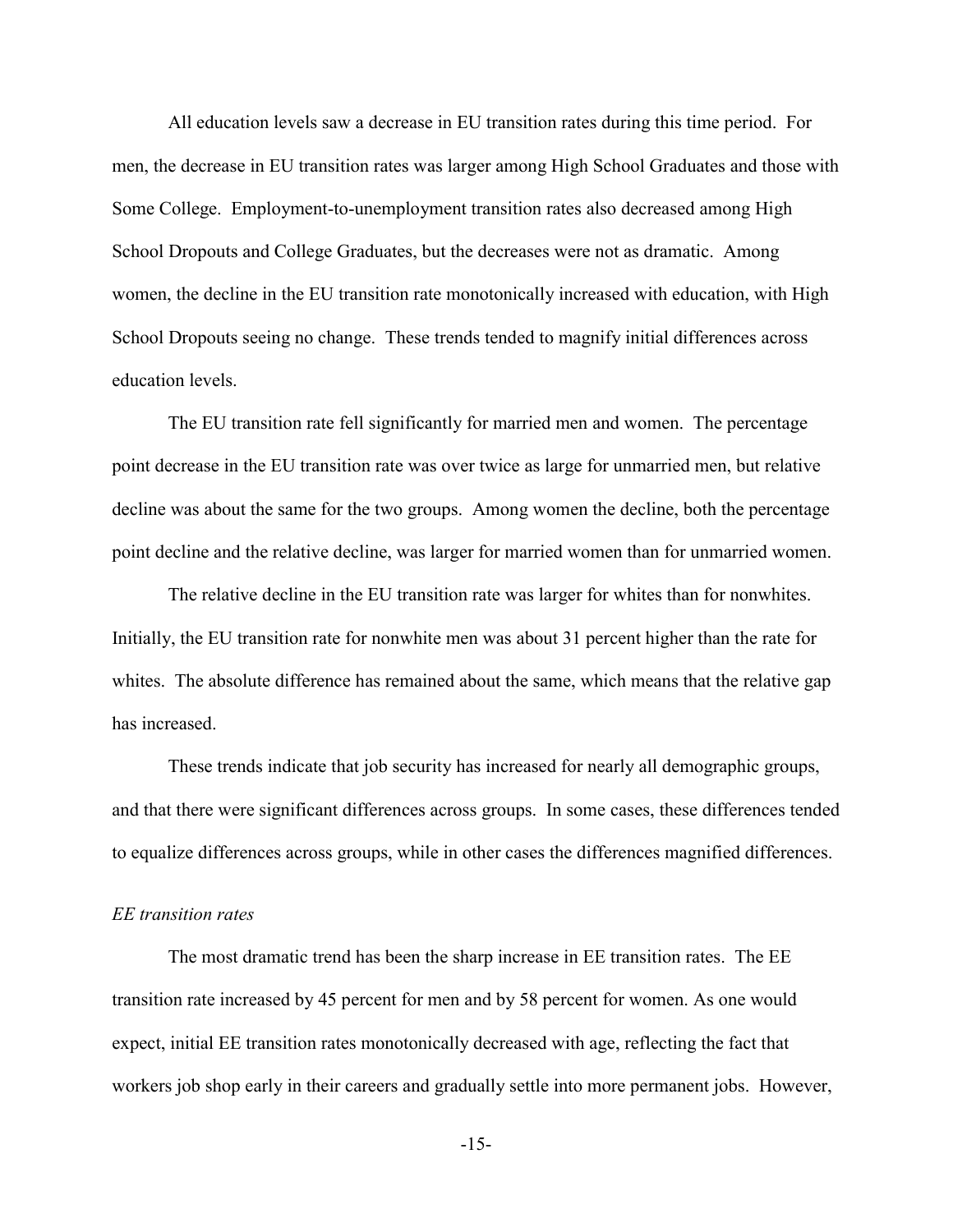All education levels saw a decrease in EU transition rates during this time period. For men, the decrease in EU transition rates was larger among High School Graduates and those with Some College. Employment-to-unemployment transition rates also decreased among High School Dropouts and College Graduates, but the decreases were not as dramatic. Among women, the decline in the EU transition rate monotonically increased with education, with High School Dropouts seeing no change. These trends tended to magnify initial differences across education levels.

The EU transition rate fell significantly for married men and women. The percentage point decrease in the EU transition rate was over twice as large for unmarried men, but relative decline was about the same for the two groups. Among women the decline, both the percentage point decline and the relative decline, was larger for married women than for unmarried women.

The relative decline in the EU transition rate was larger for whites than for nonwhites. Initially, the EU transition rate for nonwhite men was about 31 percent higher than the rate for whites. The absolute difference has remained about the same, which means that the relative gap has increased.

These trends indicate that job security has increased for nearly all demographic groups, and that there were significant differences across groups. In some cases, these differences tended to equalize differences across groups, while in other cases the differences magnified differences.

*EE transition rates*

The most dramatic trend has been the sharp increase in EE transition rates. The EE transition rate increased by 45 percent for men and by 58 percent for women. As one would expect, initial EE transition rates monotonically decreased with age, reflecting the fact that workers job shop early in their careers and gradually settle into more permanent jobs. However,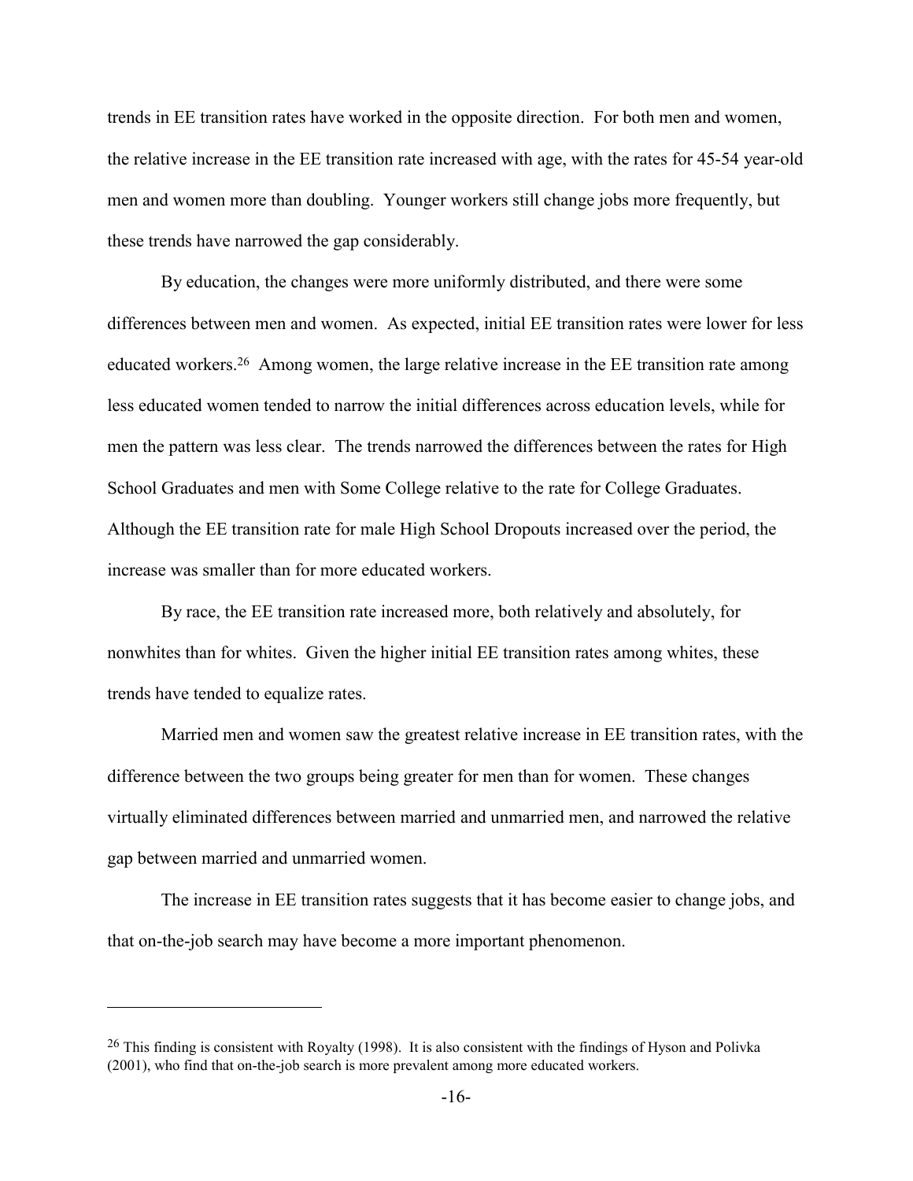trends in EE transition rates have worked in the opposite direction. For both men and women, the relative increase in the EE transition rate increased with age, with the rates for 45-54 year-old men and women more than doubling. Younger workers still change jobs more frequently, but these trends have narrowed the gap considerably.

By education, the changes were more uniformly distributed, and there were some differences between men and women. As expected, initial EE transition rates were lower for less educated workers.[26] Among women, the large relative increase in the EE transition rate among less educated women tended to narrow the initial differences across education levels, while for men the pattern was less clear. The trends narrowed the differences between the rates for High School Graduates and men with Some College relative to the rate for College Graduates. Although the EE transition rate for male High School Dropouts increased over the period, the increase was smaller than for more educated workers.

By race, the EE transition rate increased more, both relatively and absolutely, for nonwhites than for whites. Given the higher initial EE transition rates among whites, these trends have tended to equalize rates.

Married men and women saw the greatest relative increase in EE transition rates, with the difference between the two groups being greater for men than for women. These changes virtually eliminated differences between married and unmarried men, and narrowed the relative gap between married and unmarried women.

The increase in EE transition rates suggests that it has become easier to change jobs, and that on-the-job search may have become a more important phenomenon.

---

[26] This finding is consistent with Royalty (1998). It is also consistent with the findings of Hyson and Polivka (2001), who find that on-the-job search is more prevalent among more educated workers.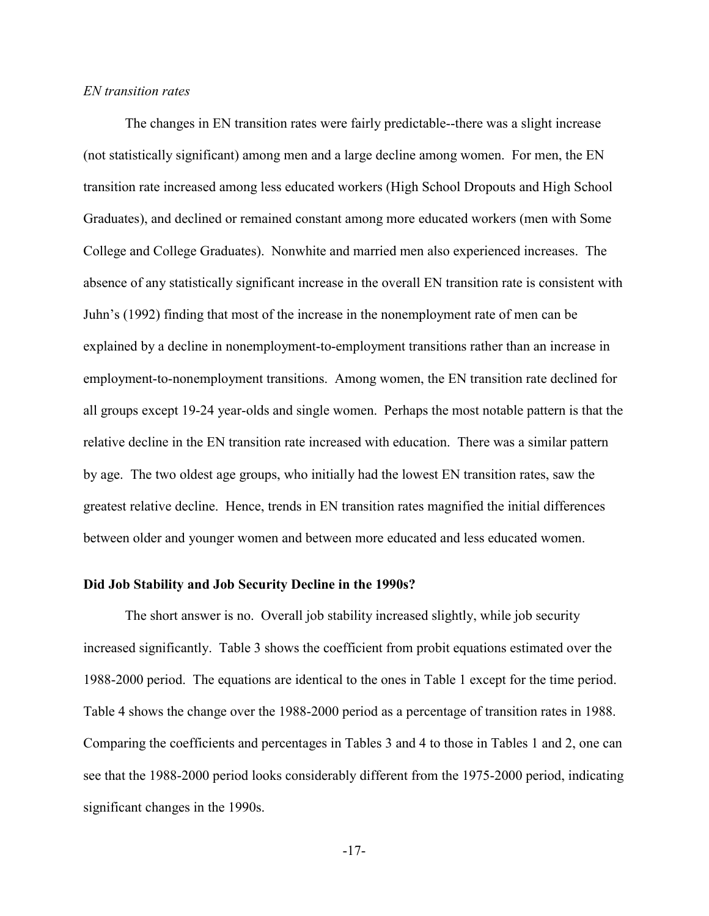*EN transition rates*

The changes in EN transition rates were fairly predictable--there was a slight increase (not statistically significant) among men and a large decline among women. For men, the EN transition rate increased among less educated workers (High School Dropouts and High School Graduates), and declined or remained constant among more educated workers (men with Some College and College Graduates). Nonwhite and married men also experienced increases. The absence of any statistically significant increase in the overall EN transition rate is consistent with Juhn's (1992) finding that most of the increase in the nonemployment rate of men can be explained by a decline in nonemployment-to-employment transitions rather than an increase in employment-to-nonemployment transitions. Among women, the EN transition rate declined for all groups except 19-24 year-olds and single women. Perhaps the most notable pattern is that the relative decline in the EN transition rate increased with education. There was a similar pattern by age. The two oldest age groups, who initially had the lowest EN transition rates, saw the greatest relative decline. Hence, trends in EN transition rates magnified the initial differences between older and younger women and between more educated and less educated women.

**Did Job Stability and Job Security Decline in the 1990s?**

The short answer is no. Overall job stability increased slightly, while job security increased significantly. Table 3 shows the coefficient from probit equations estimated over the 1988-2000 period. The equations are identical to the ones in Table 1 except for the time period. Table 4 shows the change over the 1988-2000 period as a percentage of transition rates in 1988. Comparing the coefficients and percentages in Tables 3 and 4 to those in Tables 1 and 2, one can see that the 1988-2000 period looks considerably different from the 1975-2000 period, indicating significant changes in the 1990s.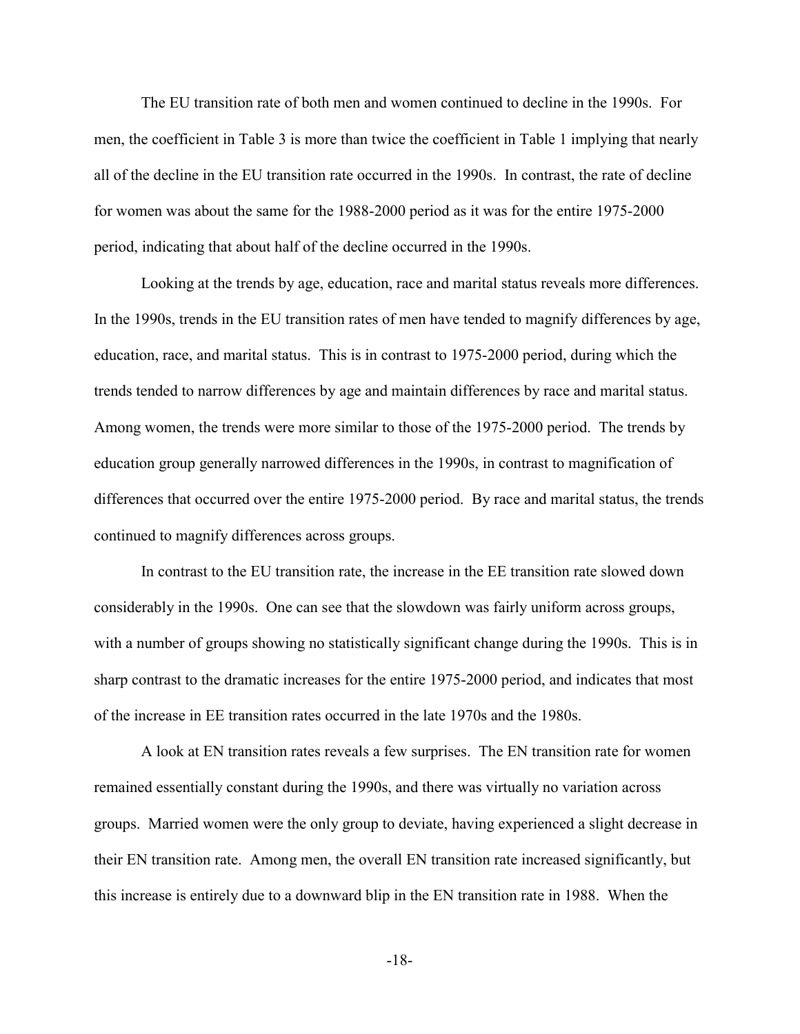The EU transition rate of both men and women continued to decline in the 1990s. For men, the coefficient in Table 3 is more than twice the coefficient in Table 1 implying that nearly all of the decline in the EU transition rate occurred in the 1990s. In contrast, the rate of decline for women was about the same for the 1988-2000 period as it was for the entire 1975-2000 period, indicating that about half of the decline occurred in the 1990s.

Looking at the trends by age, education, race and marital status reveals more differences. In the 1990s, trends in the EU transition rates of men have tended to magnify differences by age, education, race, and marital status. This is in contrast to 1975-2000 period, during which the trends tended to narrow differences by age and maintain differences by race and marital status. Among women, the trends were more similar to those of the 1975-2000 period. The trends by education group generally narrowed differences in the 1990s, in contrast to magnification of differences that occurred over the entire 1975-2000 period. By race and marital status, the trends continued to magnify differences across groups.

In contrast to the EU transition rate, the increase in the EE transition rate slowed down considerably in the 1990s. One can see that the slowdown was fairly uniform across groups, with a number of groups showing no statistically significant change during the 1990s. This is in sharp contrast to the dramatic increases for the entire 1975-2000 period, and indicates that most of the increase in EE transition rates occurred in the late 1970s and the 1980s.

A look at EN transition rates reveals a few surprises. The EN transition rate for women remained essentially constant during the 1990s, and there was virtually no variation across groups. Married women were the only group to deviate, having experienced a slight decrease in their EN transition rate. Among men, the overall EN transition rate increased significantly, but this increase is entirely due to a downward blip in the EN transition rate in 1988. When the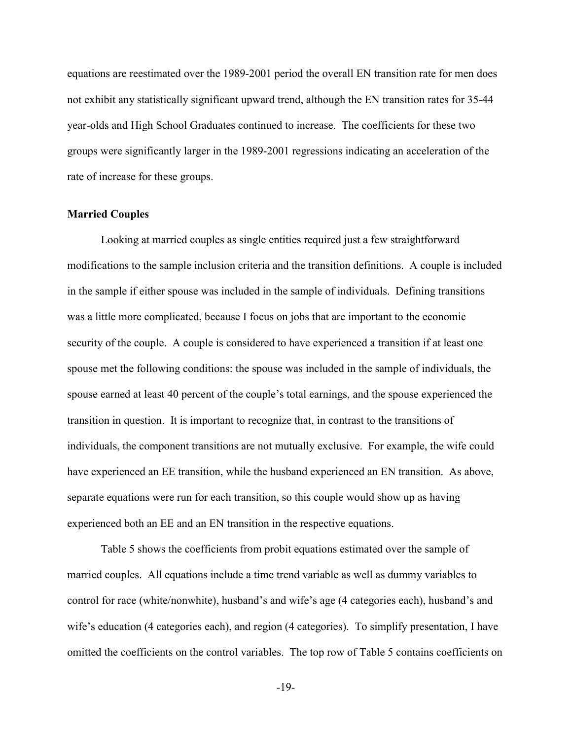equations are reestimated over the 1989-2001 period the overall EN transition rate for men does not exhibit any statistically significant upward trend, although the EN transition rates for 35-44 year-olds and High School Graduates continued to increase. The coefficients for these two groups were significantly larger in the 1989-2001 regressions indicating an acceleration of the rate of increase for these groups.

**Married Couples**

Looking at married couples as single entities required just a few straightforward modifications to the sample inclusion criteria and the transition definitions. A couple is included in the sample if either spouse was included in the sample of individuals. Defining transitions was a little more complicated, because I focus on jobs that are important to the economic security of the couple. A couple is considered to have experienced a transition if at least one spouse met the following conditions: the spouse was included in the sample of individuals, the spouse earned at least 40 percent of the couple's total earnings, and the spouse experienced the transition in question. It is important to recognize that, in contrast to the transitions of individuals, the component transitions are not mutually exclusive. For example, the wife could have experienced an EE transition, while the husband experienced an EN transition. As above, separate equations were run for each transition, so this couple would show up as having experienced both an EE and an EN transition in the respective equations.

Table 5 shows the coefficients from probit equations estimated over the sample of married couples. All equations include a time trend variable as well as dummy variables to control for race (white/nonwhite), husband's and wife's age (4 categories each), husband's and wife's education (4 categories each), and region (4 categories). To simplify presentation, I have omitted the coefficients on the control variables. The top row of Table 5 contains coefficients on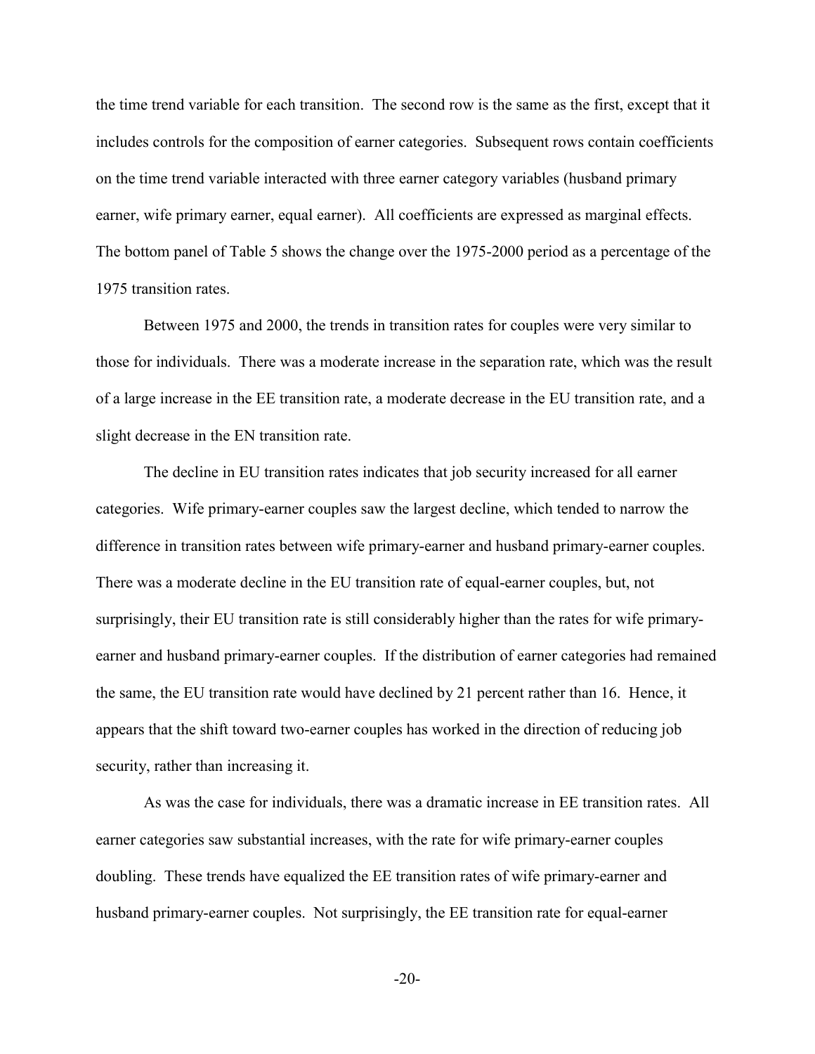the time trend variable for each transition. The second row is the same as the first, except that it includes controls for the composition of earner categories. Subsequent rows contain coefficients on the time trend variable interacted with three earner category variables (husband primary earner, wife primary earner, equal earner). All coefficients are expressed as marginal effects. The bottom panel of Table 5 shows the change over the 1975-2000 period as a percentage of the 1975 transition rates.

Between 1975 and 2000, the trends in transition rates for couples were very similar to those for individuals. There was a moderate increase in the separation rate, which was the result of a large increase in the EE transition rate, a moderate decrease in the EU transition rate, and a slight decrease in the EN transition rate.

The decline in EU transition rates indicates that job security increased for all earner categories. Wife primary-earner couples saw the largest decline, which tended to narrow the difference in transition rates between wife primary-earner and husband primary-earner couples. There was a moderate decline in the EU transition rate of equal-earner couples, but, not surprisingly, their EU transition rate is still considerably higher than the rates for wife primary-earner and husband primary-earner couples. If the distribution of earner categories had remained the same, the EU transition rate would have declined by 21 percent rather than 16. Hence, it appears that the shift toward two-earner couples has worked in the direction of reducing job security, rather than increasing it.

As was the case for individuals, there was a dramatic increase in EE transition rates. All earner categories saw substantial increases, with the rate for wife primary-earner couples doubling. These trends have equalized the EE transition rates of wife primary-earner and husband primary-earner couples. Not surprisingly, the EE transition rate for equal-earner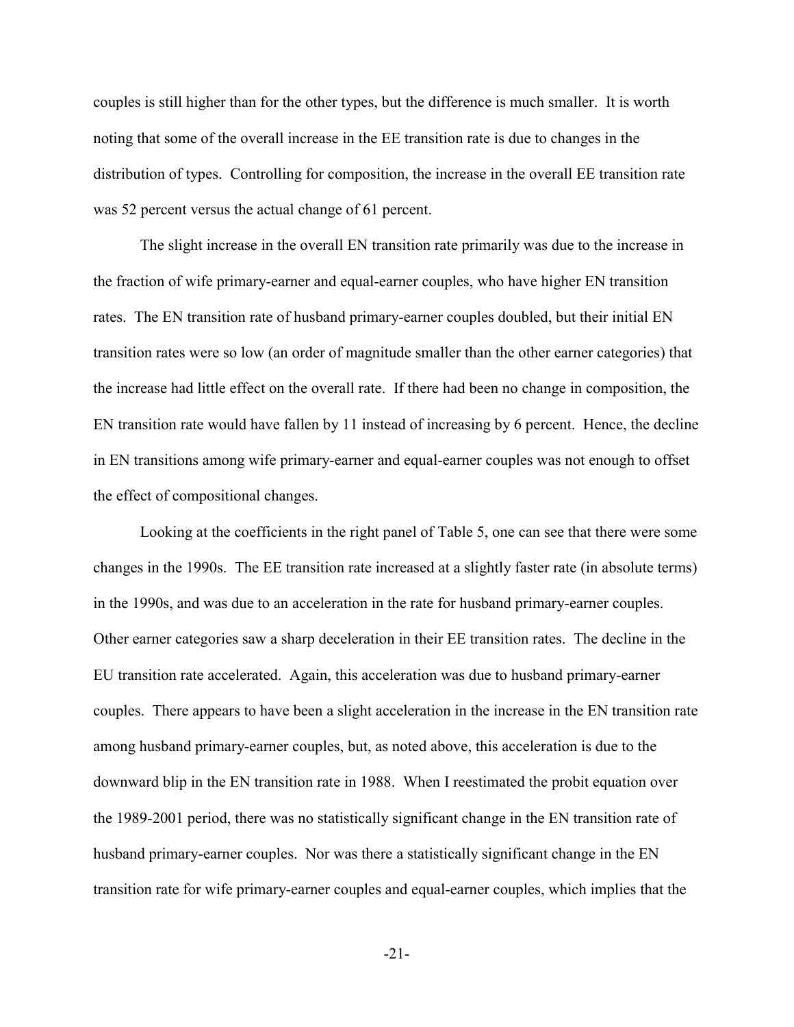couples is still higher than for the other types, but the difference is much smaller. It is worth noting that some of the overall increase in the EE transition rate is due to changes in the distribution of types. Controlling for composition, the increase in the overall EE transition rate was 52 percent versus the actual change of 61 percent.

The slight increase in the overall EN transition rate primarily was due to the increase in the fraction of wife primary-earner and equal-earner couples, who have higher EN transition rates. The EN transition rate of husband primary-earner couples doubled, but their initial EN transition rates were so low (an order of magnitude smaller than the other earner categories) that the increase had little effect on the overall rate. If there had been no change in composition, the EN transition rate would have fallen by 11 instead of increasing by 6 percent. Hence, the decline in EN transitions among wife primary-earner and equal-earner couples was not enough to offset the effect of compositional changes.

Looking at the coefficients in the right panel of Table 5, one can see that there were some changes in the 1990s. The EE transition rate increased at a slightly faster rate (in absolute terms) in the 1990s, and was due to an acceleration in the rate for husband primary-earner couples. Other earner categories saw a sharp deceleration in their EE transition rates. The decline in the EU transition rate accelerated. Again, this acceleration was due to husband primary-earner couples. There appears to have been a slight acceleration in the increase in the EN transition rate among husband primary-earner couples, but, as noted above, this acceleration is due to the downward blip in the EN transition rate in 1988. When I reestimated the probit equation over the 1989-2001 period, there was no statistically significant change in the EN transition rate of husband primary-earner couples. Nor was there a statistically significant change in the EN transition rate for wife primary-earner couples and equal-earner couples, which implies that the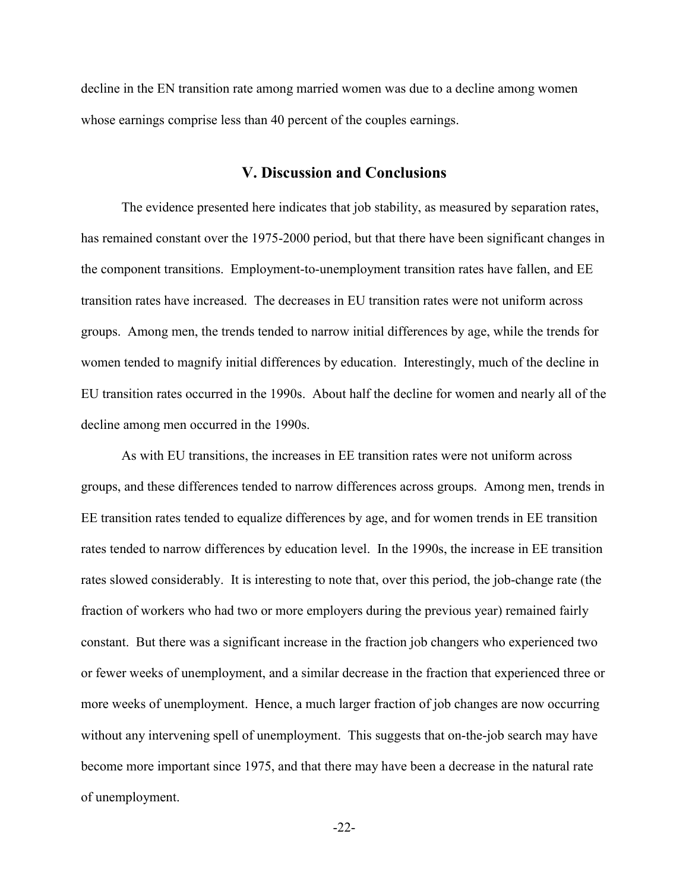decline in the EN transition rate among married women was due to a decline among women whose earnings comprise less than 40 percent of the couples earnings.

## V. Discussion and Conclusions

The evidence presented here indicates that job stability, as measured by separation rates, has remained constant over the 1975-2000 period, but that there have been significant changes in the component transitions. Employment-to-unemployment transition rates have fallen, and EE transition rates have increased. The decreases in EU transition rates were not uniform across groups. Among men, the trends tended to narrow initial differences by age, while the trends for women tended to magnify initial differences by education. Interestingly, much of the decline in EU transition rates occurred in the 1990s. About half the decline for women and nearly all of the decline among men occurred in the 1990s.

As with EU transitions, the increases in EE transition rates were not uniform across groups, and these differences tended to narrow differences across groups. Among men, trends in EE transition rates tended to equalize differences by age, and for women trends in EE transition rates tended to narrow differences by education level. In the 1990s, the increase in EE transition rates slowed considerably. It is interesting to note that, over this period, the job-change rate (the fraction of workers who had two or more employers during the previous year) remained fairly constant. But there was a significant increase in the fraction job changers who experienced two or fewer weeks of unemployment, and a similar decrease in the fraction that experienced three or more weeks of unemployment. Hence, a much larger fraction of job changes are now occurring without any intervening spell of unemployment. This suggests that on-the-job search may have become more important since 1975, and that there may have been a decrease in the natural rate of unemployment.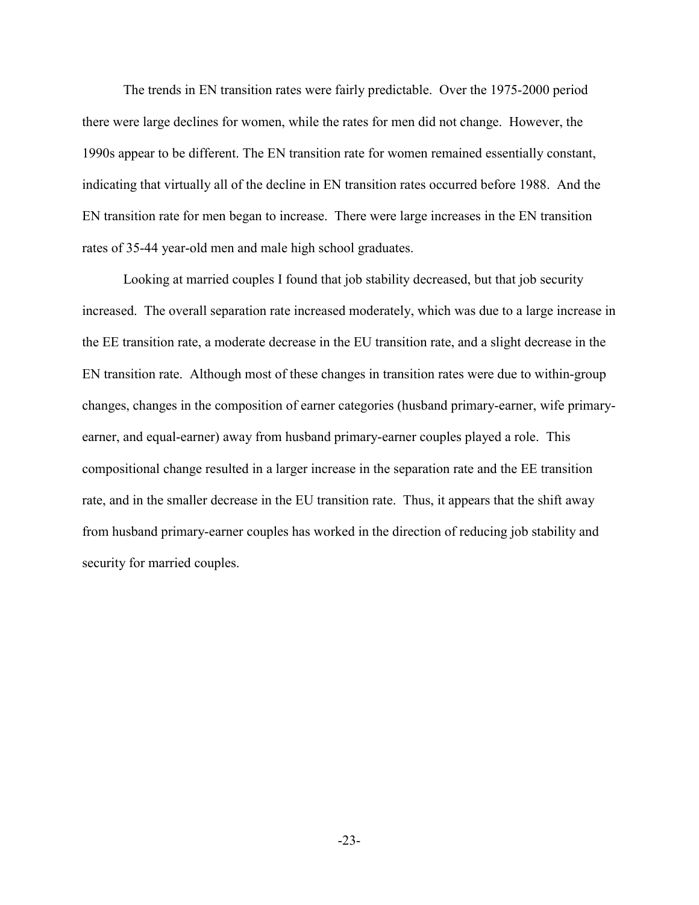The trends in EN transition rates were fairly predictable. Over the 1975-2000 period there were large declines for women, while the rates for men did not change. However, the 1990s appear to be different. The EN transition rate for women remained essentially constant, indicating that virtually all of the decline in EN transition rates occurred before 1988. And the EN transition rate for men began to increase. There were large increases in the EN transition rates of 35-44 year-old men and male high school graduates.

Looking at married couples I found that job stability decreased, but that job security increased. The overall separation rate increased moderately, which was due to a large increase in the EE transition rate, a moderate decrease in the EU transition rate, and a slight decrease in the EN transition rate. Although most of these changes in transition rates were due to within-group changes, changes in the composition of earner categories (husband primary-earner, wife primary-earner, and equal-earner) away from husband primary-earner couples played a role. This compositional change resulted in a larger increase in the separation rate and the EE transition rate, and in the smaller decrease in the EU transition rate. Thus, it appears that the shift away from husband primary-earner couples has worked in the direction of reducing job stability and security for married couples.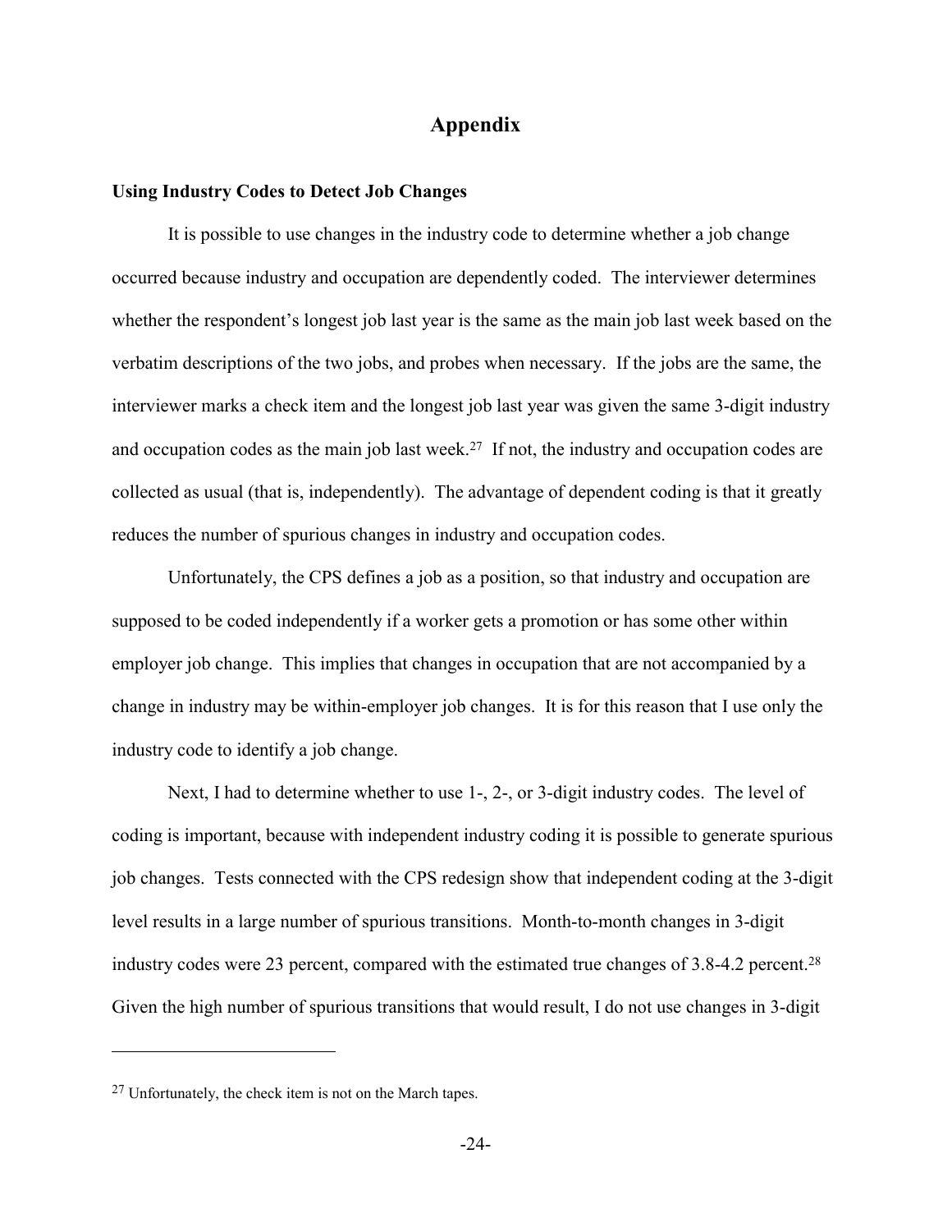# Appendix

### Using Industry Codes to Detect Job Changes

It is possible to use changes in the industry code to determine whether a job change occurred because industry and occupation are dependently coded. The interviewer determines whether the respondent's longest job last year is the same as the main job last week based on the verbatim descriptions of the two jobs, and probes when necessary. If the jobs are the same, the interviewer marks a check item and the longest job last year was given the same 3-digit industry and occupation codes as the main job last week.[27] If not, the industry and occupation codes are collected as usual (that is, independently). The advantage of dependent coding is that it greatly reduces the number of spurious changes in industry and occupation codes.

Unfortunately, the CPS defines a job as a position, so that industry and occupation are supposed to be coded independently if a worker gets a promotion or has some other within employer job change. This implies that changes in occupation that are not accompanied by a change in industry may be within-employer job changes. It is for this reason that I use only the industry code to identify a job change.

Next, I had to determine whether to use 1-, 2-, or 3-digit industry codes. The level of coding is important, because with independent industry coding it is possible to generate spurious job changes. Tests connected with the CPS redesign show that independent coding at the 3-digit level results in a large number of spurious transitions. Month-to-month changes in 3-digit industry codes were 23 percent, compared with the estimated true changes of 3.8-4.2 percent.[28] Given the high number of spurious transitions that would result, I do not use changes in 3-digit

---

[27] Unfortunately, the check item is not on the March tapes.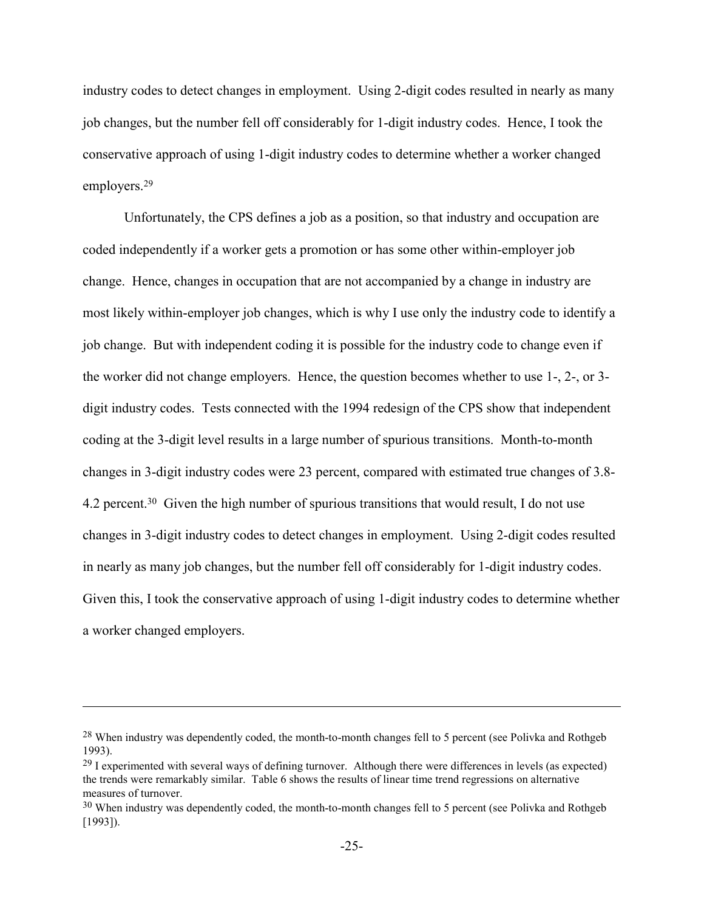industry codes to detect changes in employment. Using 2-digit codes resulted in nearly as many job changes, but the number fell off considerably for 1-digit industry codes. Hence, I took the conservative approach of using 1-digit industry codes to determine whether a worker changed employers.[29]

Unfortunately, the CPS defines a job as a position, so that industry and occupation are coded independently if a worker gets a promotion or has some other within-employer job change. Hence, changes in occupation that are not accompanied by a change in industry are most likely within-employer job changes, which is why I use only the industry code to identify a job change. But with independent coding it is possible for the industry code to change even if the worker did not change employers. Hence, the question becomes whether to use 1-, 2-, or 3-digit industry codes. Tests connected with the 1994 redesign of the CPS show that independent coding at the 3-digit level results in a large number of spurious transitions. Month-to-month changes in 3-digit industry codes were 23 percent, compared with estimated true changes of 3.8-4.2 percent.[30] Given the high number of spurious transitions that would result, I do not use changes in 3-digit industry codes to detect changes in employment. Using 2-digit codes resulted in nearly as many job changes, but the number fell off considerably for 1-digit industry codes. Given this, I took the conservative approach of using 1-digit industry codes to determine whether a worker changed employers.

---

[28] When industry was dependently coded, the month-to-month changes fell to 5 percent (see Polivka and Rothgeb 1993).

[29] I experimented with several ways of defining turnover. Although there were differences in levels (as expected) the trends were remarkably similar. Table 6 shows the results of linear time trend regressions on alternative measures of turnover.

[30] When industry was dependently coded, the month-to-month changes fell to 5 percent (see Polivka and Rothgeb [1993]).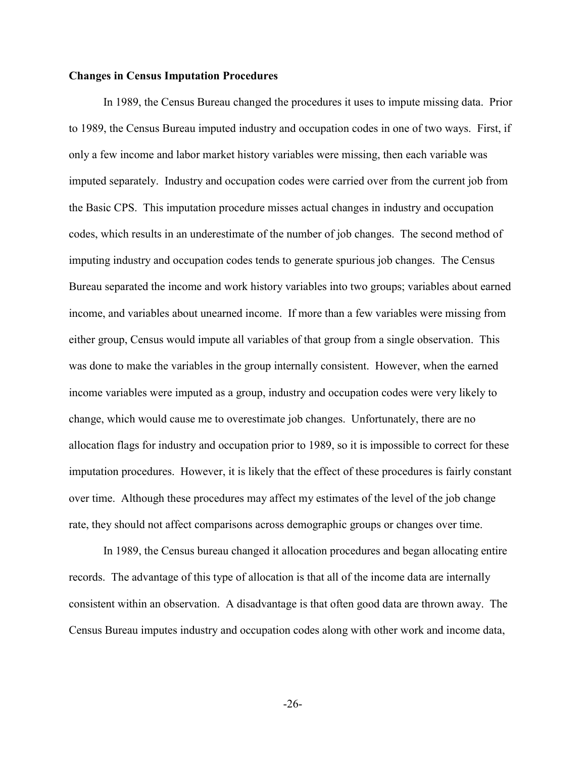**Changes in Census Imputation Procedures**

In 1989, the Census Bureau changed the procedures it uses to impute missing data. Prior to 1989, the Census Bureau imputed industry and occupation codes in one of two ways. First, if only a few income and labor market history variables were missing, then each variable was imputed separately. Industry and occupation codes were carried over from the current job from the Basic CPS. This imputation procedure misses actual changes in industry and occupation codes, which results in an underestimate of the number of job changes. The second method of imputing industry and occupation codes tends to generate spurious job changes. The Census Bureau separated the income and work history variables into two groups; variables about earned income, and variables about unearned income. If more than a few variables were missing from either group, Census would impute all variables of that group from a single observation. This was done to make the variables in the group internally consistent. However, when the earned income variables were imputed as a group, industry and occupation codes were very likely to change, which would cause me to overestimate job changes. Unfortunately, there are no allocation flags for industry and occupation prior to 1989, so it is impossible to correct for these imputation procedures. However, it is likely that the effect of these procedures is fairly constant over time. Although these procedures may affect my estimates of the level of the job change rate, they should not affect comparisons across demographic groups or changes over time.

In 1989, the Census bureau changed it allocation procedures and began allocating entire records. The advantage of this type of allocation is that all of the income data are internally consistent within an observation. A disadvantage is that often good data are thrown away. The Census Bureau imputes industry and occupation codes along with other work and income data,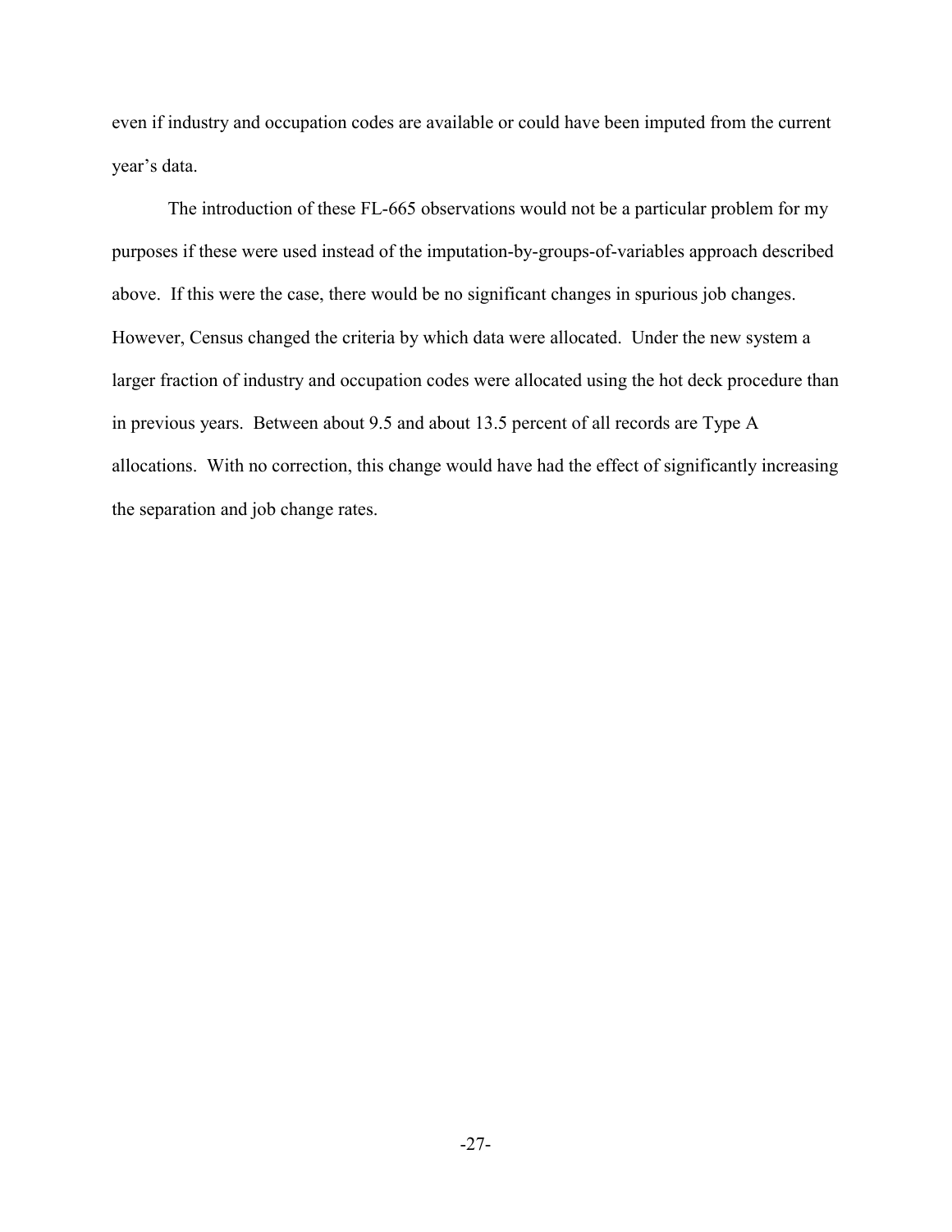even if industry and occupation codes are available or could have been imputed from the current year's data.

The introduction of these FL-665 observations would not be a particular problem for my purposes if these were used instead of the imputation-by-groups-of-variables approach described above. If this were the case, there would be no significant changes in spurious job changes. However, Census changed the criteria by which data were allocated. Under the new system a larger fraction of industry and occupation codes were allocated using the hot deck procedure than in previous years. Between about 9.5 and about 13.5 percent of all records are Type A allocations. With no correction, this change would have had the effect of significantly increasing the separation and job change rates.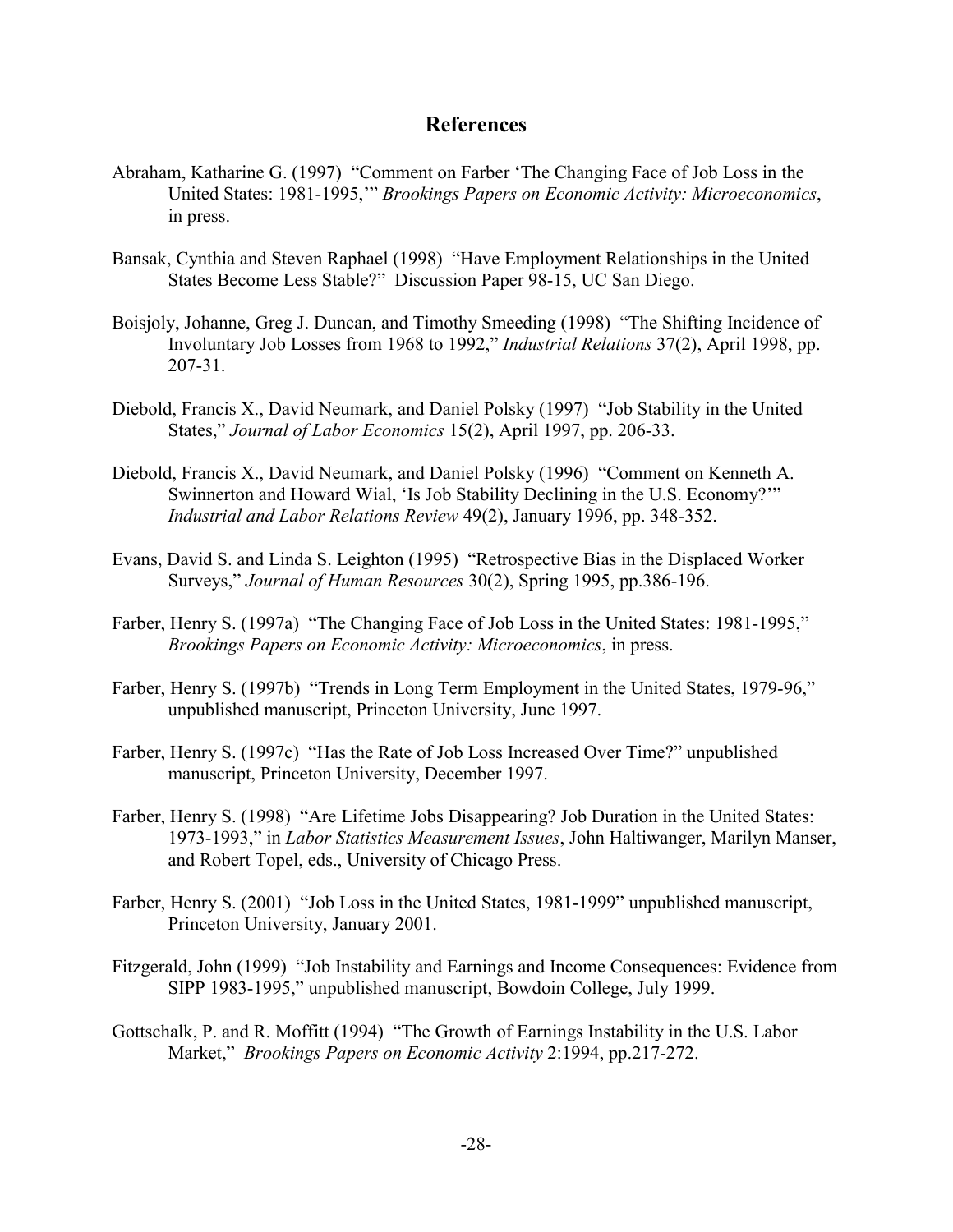# References

Abraham, Katharine G. (1997) "Comment on Farber 'The Changing Face of Job Loss in the United States: 1981-1995,'" *Brookings Papers on Economic Activity: Microeconomics*, in press.

Bansak, Cynthia and Steven Raphael (1998) "Have Employment Relationships in the United States Become Less Stable?" Discussion Paper 98-15, UC San Diego.

Boisjoly, Johanne, Greg J. Duncan, and Timothy Smeeding (1998) "The Shifting Incidence of Involuntary Job Losses from 1968 to 1992," *Industrial Relations* 37(2), April 1998, pp. 207-31.

Diebold, Francis X., David Neumark, and Daniel Polsky (1997) "Job Stability in the United States," *Journal of Labor Economics* 15(2), April 1997, pp. 206-33.

Diebold, Francis X., David Neumark, and Daniel Polsky (1996) "Comment on Kenneth A. Swinnerton and Howard Wial, 'Is Job Stability Declining in the U.S. Economy?'" *Industrial and Labor Relations Review* 49(2), January 1996, pp. 348-352.

Evans, David S. and Linda S. Leighton (1995) "Retrospective Bias in the Displaced Worker Surveys," *Journal of Human Resources* 30(2), Spring 1995, pp.386-196.

Farber, Henry S. (1997a) "The Changing Face of Job Loss in the United States: 1981-1995," *Brookings Papers on Economic Activity: Microeconomics*, in press.

Farber, Henry S. (1997b) "Trends in Long Term Employment in the United States, 1979-96," unpublished manuscript, Princeton University, June 1997.

Farber, Henry S. (1997c) "Has the Rate of Job Loss Increased Over Time?" unpublished manuscript, Princeton University, December 1997.

Farber, Henry S. (1998) "Are Lifetime Jobs Disappearing? Job Duration in the United States: 1973-1993," in *Labor Statistics Measurement Issues*, John Haltiwanger, Marilyn Manser, and Robert Topel, eds., University of Chicago Press.

Farber, Henry S. (2001) "Job Loss in the United States, 1981-1999" unpublished manuscript, Princeton University, January 2001.

Fitzgerald, John (1999) "Job Instability and Earnings and Income Consequences: Evidence from SIPP 1983-1995," unpublished manuscript, Bowdoin College, July 1999.

Gottschalk, P. and R. Moffitt (1994) "The Growth of Earnings Instability in the U.S. Labor Market," *Brookings Papers on Economic Activity* 2:1994, pp.217-272.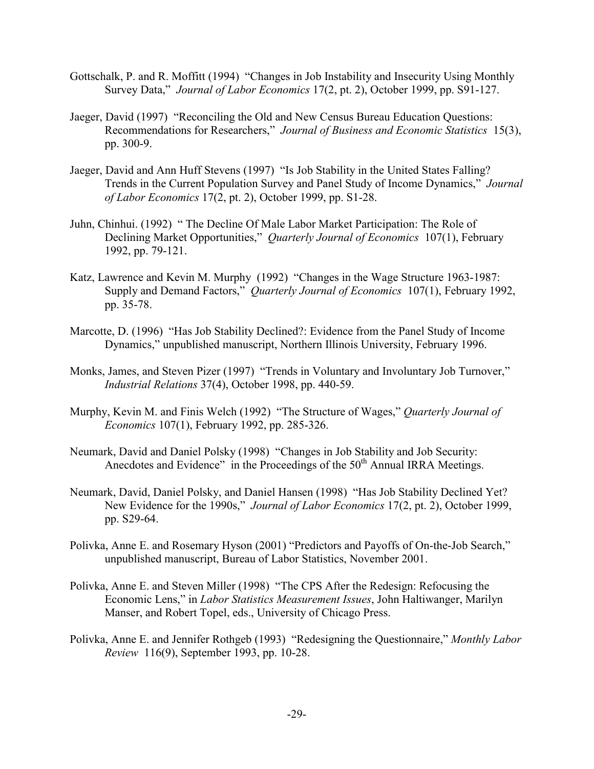Gottschalk, P. and R. Moffitt (1994) "Changes in Job Instability and Insecurity Using Monthly Survey Data," *Journal of Labor Economics* 17(2, pt. 2), October 1999, pp. S91-127.

Jaeger, David (1997) "Reconciling the Old and New Census Bureau Education Questions: Recommendations for Researchers," *Journal of Business and Economic Statistics* 15(3), pp. 300-9.

Jaeger, David and Ann Huff Stevens (1997) "Is Job Stability in the United States Falling? Trends in the Current Population Survey and Panel Study of Income Dynamics," *Journal of Labor Economics* 17(2, pt. 2), October 1999, pp. S1-28.

Juhn, Chinhui. (1992) " The Decline Of Male Labor Market Participation: The Role of Declining Market Opportunities," *Quarterly Journal of Economics* 107(1), February 1992, pp. 79-121.

Katz, Lawrence and Kevin M. Murphy (1992) "Changes in the Wage Structure 1963-1987: Supply and Demand Factors," *Quarterly Journal of Economics* 107(1), February 1992, pp. 35-78.

Marcotte, D. (1996) "Has Job Stability Declined?: Evidence from the Panel Study of Income Dynamics," unpublished manuscript, Northern Illinois University, February 1996.

Monks, James, and Steven Pizer (1997) "Trends in Voluntary and Involuntary Job Turnover," *Industrial Relations* 37(4), October 1998, pp. 440-59.

Murphy, Kevin M. and Finis Welch (1992) "The Structure of Wages," *Quarterly Journal of Economics* 107(1), February 1992, pp. 285-326.

Neumark, David and Daniel Polsky (1998) "Changes in Job Stability and Job Security: Anecdotes and Evidence" in the Proceedings of the 50th Annual IRRA Meetings.

Neumark, David, Daniel Polsky, and Daniel Hansen (1998) "Has Job Stability Declined Yet? New Evidence for the 1990s," *Journal of Labor Economics* 17(2, pt. 2), October 1999, pp. S29-64.

Polivka, Anne E. and Rosemary Hyson (2001) "Predictors and Payoffs of On-the-Job Search," unpublished manuscript, Bureau of Labor Statistics, November 2001.

Polivka, Anne E. and Steven Miller (1998) "The CPS After the Redesign: Refocusing the Economic Lens," in *Labor Statistics Measurement Issues*, John Haltiwanger, Marilyn Manser, and Robert Topel, eds., University of Chicago Press.

Polivka, Anne E. and Jennifer Rothgeb (1993) "Redesigning the Questionnaire," *Monthly Labor Review* 116(9), September 1993, pp. 10-28.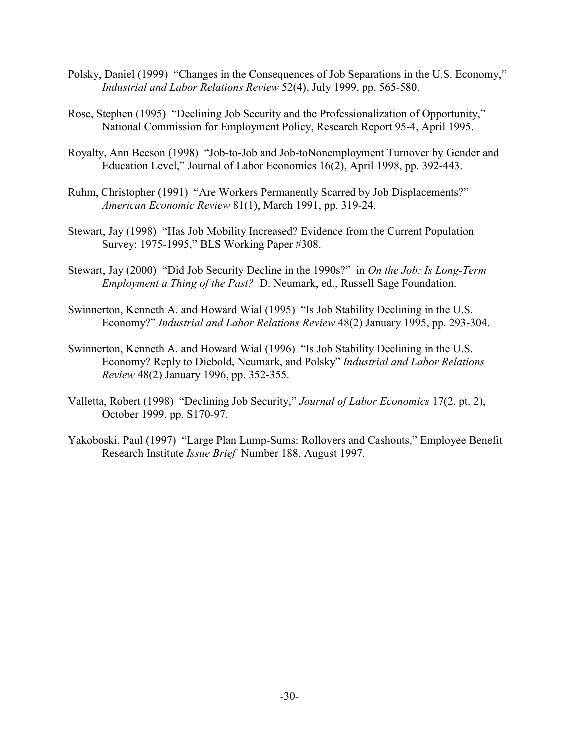Polsky, Daniel (1999) "Changes in the Consequences of Job Separations in the U.S. Economy," *Industrial and Labor Relations Review* 52(4), July 1999, pp. 565-580.

Rose, Stephen (1995) "Declining Job Security and the Professionalization of Opportunity," National Commission for Employment Policy, Research Report 95-4, April 1995.

Royalty, Ann Beeson (1998) "Job-to-Job and Job-toNonemployment Turnover by Gender and Education Level," Journal of Labor Economics 16(2), April 1998, pp. 392-443.

Ruhm, Christopher (1991) "Are Workers Permanently Scarred by Job Displacements?" *American Economic Review* 81(1), March 1991, pp. 319-24.

Stewart, Jay (1998) "Has Job Mobility Increased? Evidence from the Current Population Survey: 1975-1995," BLS Working Paper #308.

Stewart, Jay (2000) "Did Job Security Decline in the 1990s?" in *On the Job: Is Long-Term Employment a Thing of the Past?* D. Neumark, ed., Russell Sage Foundation.

Swinnerton, Kenneth A. and Howard Wial (1995) "Is Job Stability Declining in the U.S. Economy?" *Industrial and Labor Relations Review* 48(2) January 1995, pp. 293-304.

Swinnerton, Kenneth A. and Howard Wial (1996) "Is Job Stability Declining in the U.S. Economy? Reply to Diebold, Neumark, and Polsky" *Industrial and Labor Relations Review* 48(2) January 1996, pp. 352-355.

Valletta, Robert (1998) "Declining Job Security," *Journal of Labor Economics* 17(2, pt. 2), October 1999, pp. S170-97.

Yakoboski, Paul (1997) "Large Plan Lump-Sums: Rollovers and Cashouts," Employee Benefit Research Institute *Issue Brief* Number 188, August 1997.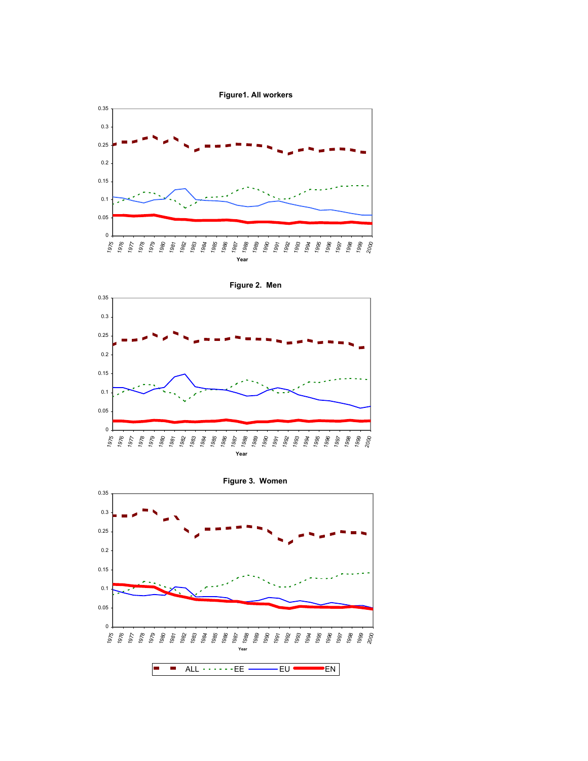**Figure1. All workers**

**Figure 2. Men**

**Figure 3. Women**

ALL EE EU EN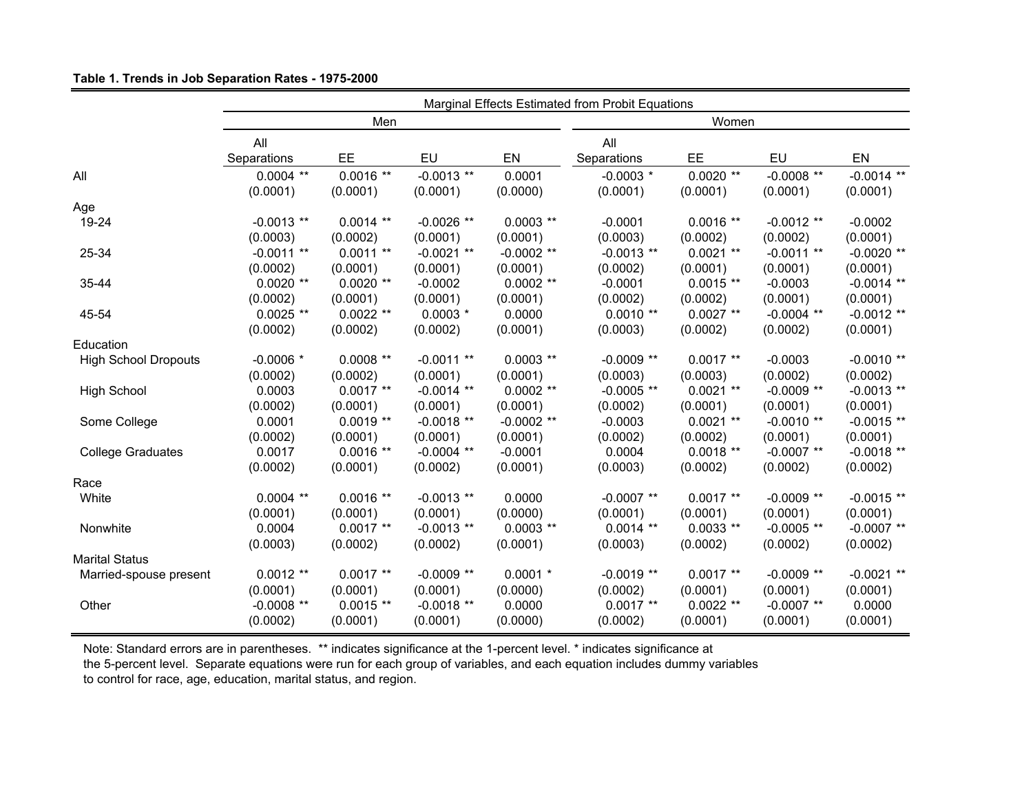**Table 1. Trends in Job Separation Rates - 1975-2000**

| | Marginal Effects Estimated from Probit Equations | | | | | | | |
|---|---|---|---|---|---|---|---|---|
| | Men | | | | Women | | | |
| | All Separations | EE | EU | EN | All Separations | EE | EU | EN |
| All | 0.0004 ** | 0.0016 ** | -0.0013 ** | 0.0001 | -0.0003 * | 0.0020 ** | -0.0008 ** | -0.0014 ** |
| | (0.0001) | (0.0001) | (0.0001) | (0.0000) | (0.0001) | (0.0001) | (0.0001) | (0.0001) |
| Age | | | | | | | | |
| 19-24 | -0.0013 ** | 0.0014 ** | -0.0026 ** | 0.0003 ** | -0.0001 | 0.0016 ** | -0.0012 ** | -0.0002 |
| | (0.0003) | (0.0002) | (0.0001) | (0.0001) | (0.0003) | (0.0002) | (0.0002) | (0.0001) |
| 25-34 | -0.0011 ** | 0.0011 ** | -0.0021 ** | -0.0002 ** | -0.0013 ** | 0.0021 ** | -0.0011 ** | -0.0020 ** |
| | (0.0002) | (0.0001) | (0.0001) | (0.0001) | (0.0002) | (0.0001) | (0.0001) | (0.0001) |
| 35-44 | 0.0020 ** | 0.0020 ** | -0.0002 | 0.0002 ** | -0.0001 | 0.0015 ** | -0.0003 | -0.0014 ** |
| | (0.0002) | (0.0001) | (0.0001) | (0.0001) | (0.0002) | (0.0002) | (0.0001) | (0.0001) |
| 45-54 | 0.0025 ** | 0.0022 ** | 0.0003 * | 0.0000 | 0.0010 ** | 0.0027 ** | -0.0004 ** | -0.0012 ** |
| | (0.0002) | (0.0002) | (0.0002) | (0.0001) | (0.0003) | (0.0002) | (0.0002) | (0.0001) |
| Education | | | | | | | | |
| High School Dropouts | -0.0006 * | 0.0008 ** | -0.0011 ** | 0.0003 ** | -0.0009 ** | 0.0017 ** | -0.0003 | -0.0010 ** |
| | (0.0002) | (0.0002) | (0.0001) | (0.0001) | (0.0003) | (0.0003) | (0.0002) | (0.0002) |
| High School | 0.0003 | 0.0017 ** | -0.0014 ** | 0.0002 ** | -0.0005 ** | 0.0021 ** | -0.0009 ** | -0.0013 ** |
| | (0.0002) | (0.0001) | (0.0001) | (0.0001) | (0.0002) | (0.0001) | (0.0001) | (0.0001) |
| Some College | 0.0001 | 0.0019 ** | -0.0018 ** | -0.0002 ** | -0.0003 | 0.0021 ** | -0.0010 ** | -0.0015 ** |
| | (0.0002) | (0.0001) | (0.0001) | (0.0001) | (0.0002) | (0.0002) | (0.0001) | (0.0001) |
| College Graduates | 0.0017 | 0.0016 ** | -0.0004 ** | -0.0001 | 0.0004 | 0.0018 ** | -0.0007 ** | -0.0018 ** |
| | (0.0002) | (0.0001) | (0.0002) | (0.0001) | (0.0003) | (0.0002) | (0.0002) | (0.0002) |
| Race | | | | | | | | |
| White | 0.0004 ** | 0.0016 ** | -0.0013 ** | 0.0000 | -0.0007 ** | 0.0017 ** | -0.0009 ** | -0.0015 ** |
| | (0.0001) | (0.0001) | (0.0001) | (0.0000) | (0.0001) | (0.0001) | (0.0001) | (0.0001) |
| Nonwhite | 0.0004 | 0.0017 ** | -0.0013 ** | 0.0003 ** | 0.0014 ** | 0.0033 ** | -0.0005 ** | -0.0007 ** |
| | (0.0003) | (0.0002) | (0.0002) | (0.0001) | (0.0003) | (0.0002) | (0.0002) | (0.0002) |
| Marital Status | | | | | | | | |
| Married-spouse present | 0.0012 ** | 0.0017 ** | -0.0009 ** | 0.0001 * | -0.0019 ** | 0.0017 ** | -0.0009 ** | -0.0021 ** |
| | (0.0001) | (0.0001) | (0.0001) | (0.0000) | (0.0002) | (0.0001) | (0.0001) | (0.0001) |
| Other | -0.0008 ** | 0.0015 ** | -0.0018 ** | 0.0000 | 0.0017 ** | 0.0022 ** | -0.0007 ** | 0.0000 |
| | (0.0002) | (0.0001) | (0.0001) | (0.0000) | (0.0002) | (0.0001) | (0.0001) | (0.0001) |

Note: Standard errors are in parentheses. ** indicates significance at the 1-percent level. * indicates significance at the 5-percent level. Separate equations were run for each group of variables, and each equation includes dummy variables to control for race, age, education, marital status, and region.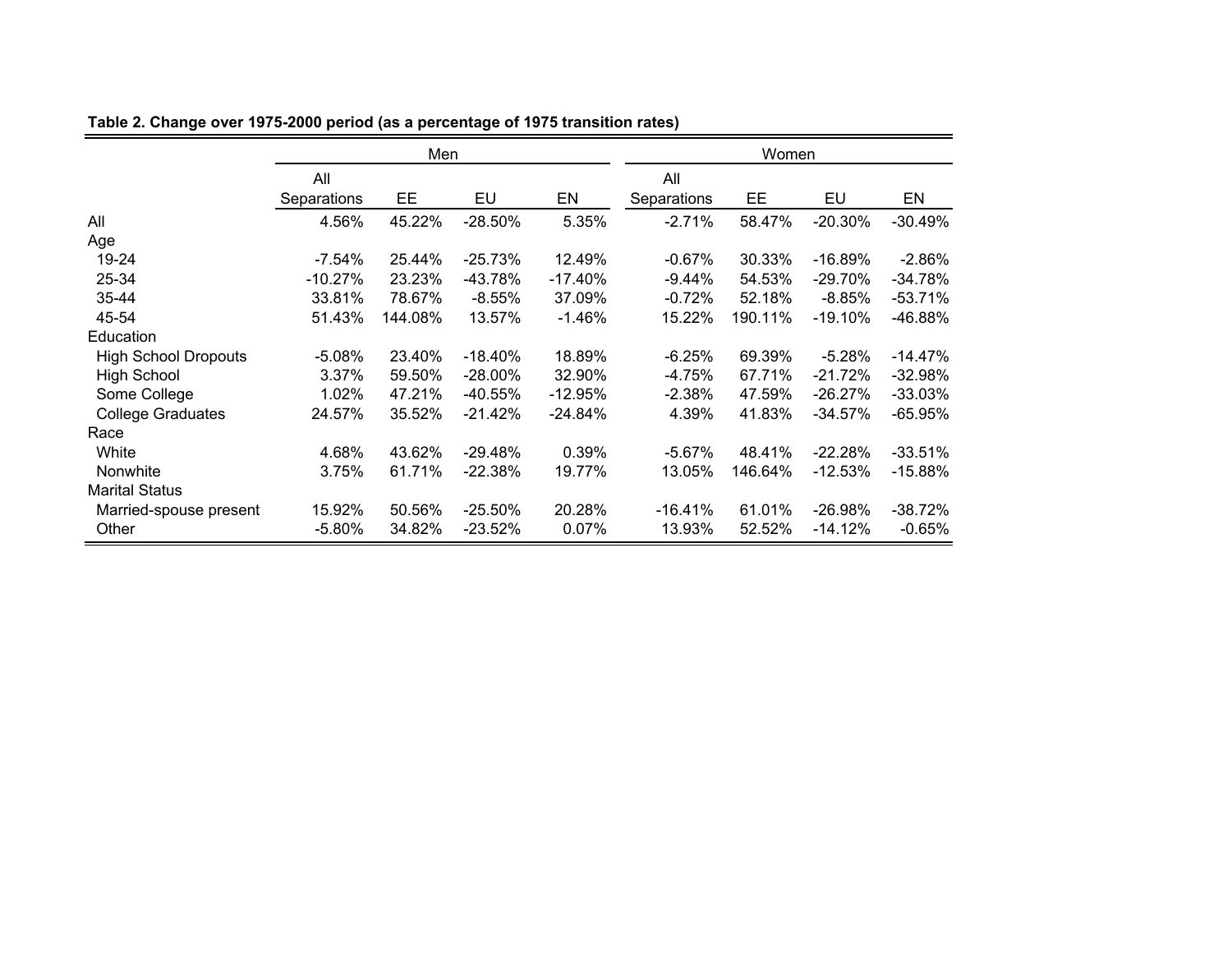**Table 2. Change over 1975-2000 period (as a percentage of 1975 transition rates)**

| | Men | | | | Women | | | |
|---|---|---|---|---|---|---|---|---|
| | All Separations | EE | EU | EN | All Separations | EE | EU | EN |
| All | 4.56% | 45.22% | -28.50% | 5.35% | -2.71% | 58.47% | -20.30% | -30.49% |
| Age | | | | | | | | |
| 19-24 | -7.54% | 25.44% | -25.73% | 12.49% | -0.67% | 30.33% | -16.89% | -2.86% |
| 25-34 | -10.27% | 23.23% | -43.78% | -17.40% | -9.44% | 54.53% | -29.70% | -34.78% |
| 35-44 | 33.81% | 78.67% | -8.55% | 37.09% | -0.72% | 52.18% | -8.85% | -53.71% |
| 45-54 | 51.43% | 144.08% | 13.57% | -1.46% | 15.22% | 190.11% | -19.10% | -46.88% |
| Education | | | | | | | | |
| High School Dropouts | -5.08% | 23.40% | -18.40% | 18.89% | -6.25% | 69.39% | -5.28% | -14.47% |
| High School | 3.37% | 59.50% | -28.00% | 32.90% | -4.75% | 67.71% | -21.72% | -32.98% |
| Some College | 1.02% | 47.21% | -40.55% | -12.95% | -2.38% | 47.59% | -26.27% | -33.03% |
| College Graduates | 24.57% | 35.52% | -21.42% | -24.84% | 4.39% | 41.83% | -34.57% | -65.95% |
| Race | | | | | | | | |
| White | 4.68% | 43.62% | -29.48% | 0.39% | -5.67% | 48.41% | -22.28% | -33.51% |
| Nonwhite | 3.75% | 61.71% | -22.38% | 19.77% | 13.05% | 146.64% | -12.53% | -15.88% |
| Marital Status | | | | | | | | |
| Married-spouse present | 15.92% | 50.56% | -25.50% | 20.28% | -16.41% | 61.01% | -26.98% | -38.72% |
| Other | -5.80% | 34.82% | -23.52% | 0.07% | 13.93% | 52.52% | -14.12% | -0.65% |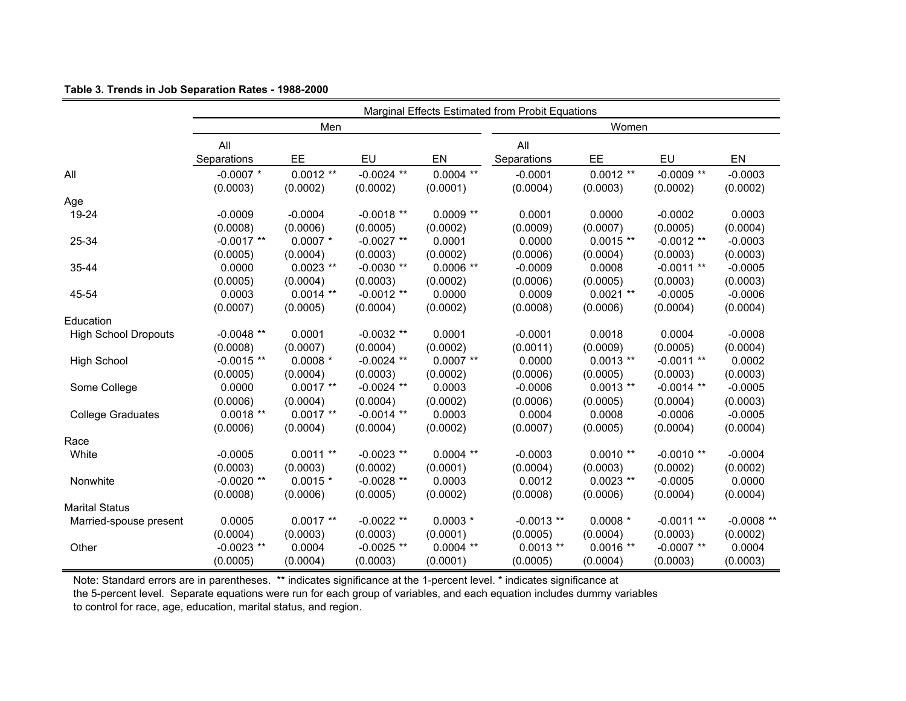**Table 3. Trends in Job Separation Rates - 1988-2000**

| | Marginal Effects Estimated from Probit Equations | | | | | | | |
|---|---|---|---|---|---|---|---|---|
| | Men | | | | Women | | | |
| | All Separations | EE | EU | EN | All Separations | EE | EU | EN |
| All | -0.0007 * | 0.0012 ** | -0.0024 ** | 0.0004 ** | -0.0001 | 0.0012 ** | -0.0009 ** | -0.0003 |
| | (0.0003) | (0.0002) | (0.0002) | (0.0001) | (0.0004) | (0.0003) | (0.0002) | (0.0002) |
| Age | | | | | | | | |
| 19-24 | -0.0009 | -0.0004 | -0.0018 ** | 0.0009 ** | 0.0001 | 0.0000 | -0.0002 | 0.0003 |
| | (0.0008) | (0.0006) | (0.0005) | (0.0002) | (0.0009) | (0.0007) | (0.0005) | (0.0004) |
| 25-34 | -0.0017 ** | 0.0007 * | -0.0027 ** | 0.0001 | 0.0000 | 0.0015 ** | -0.0012 ** | -0.0003 |
| | (0.0005) | (0.0004) | (0.0003) | (0.0002) | (0.0006) | (0.0004) | (0.0003) | (0.0003) |
| 35-44 | 0.0000 | 0.0023 ** | -0.0030 ** | 0.0006 ** | -0.0009 | 0.0008 | -0.0011 ** | -0.0005 |
| | (0.0005) | (0.0004) | (0.0003) | (0.0002) | (0.0006) | (0.0005) | (0.0003) | (0.0003) |
| 45-54 | 0.0003 | 0.0014 ** | -0.0012 ** | 0.0000 | 0.0009 | 0.0021 ** | -0.0005 | -0.0006 |
| | (0.0007) | (0.0005) | (0.0004) | (0.0002) | (0.0008) | (0.0006) | (0.0004) | (0.0004) |
| Education | | | | | | | | |
| High School Dropouts | -0.0048 ** | 0.0001 | -0.0032 ** | 0.0001 | -0.0001 | 0.0018 | 0.0004 | -0.0008 |
| | (0.0008) | (0.0007) | (0.0004) | (0.0002) | (0.0011) | (0.0009) | (0.0005) | (0.0004) |
| High School | -0.0015 ** | 0.0008 * | -0.0024 ** | 0.0007 ** | 0.0000 | 0.0013 ** | -0.0011 ** | 0.0002 |
| | (0.0005) | (0.0004) | (0.0003) | (0.0002) | (0.0006) | (0.0005) | (0.0003) | (0.0003) |
| Some College | 0.0000 | 0.0017 ** | -0.0024 ** | 0.0003 | -0.0006 | 0.0013 ** | -0.0014 ** | -0.0005 |
| | (0.0006) | (0.0004) | (0.0004) | (0.0002) | (0.0006) | (0.0005) | (0.0004) | (0.0003) |
| College Graduates | 0.0018 ** | 0.0017 ** | -0.0014 ** | 0.0003 | 0.0004 | 0.0008 | -0.0006 | -0.0005 |
| | (0.0006) | (0.0004) | (0.0004) | (0.0002) | (0.0007) | (0.0005) | (0.0004) | (0.0004) |
| Race | | | | | | | | |
| White | -0.0005 | 0.0011 ** | -0.0023 ** | 0.0004 ** | -0.0003 | 0.0010 ** | -0.0010 ** | -0.0004 |
| | (0.0003) | (0.0003) | (0.0002) | (0.0001) | (0.0004) | (0.0003) | (0.0002) | (0.0002) |
| Nonwhite | -0.0020 ** | 0.0015 * | -0.0028 ** | 0.0003 | 0.0012 | 0.0023 ** | -0.0005 | 0.0000 |
| | (0.0008) | (0.0006) | (0.0005) | (0.0002) | (0.0008) | (0.0006) | (0.0004) | (0.0004) |
| Marital Status | | | | | | | | |
| Married-spouse present | 0.0005 | 0.0017 ** | -0.0022 ** | 0.0003 * | -0.0013 ** | 0.0008 * | -0.0011 ** | -0.0008 ** |
| | (0.0004) | (0.0003) | (0.0003) | (0.0001) | (0.0005) | (0.0004) | (0.0003) | (0.0002) |
| Other | -0.0023 ** | 0.0004 | -0.0025 ** | 0.0004 ** | 0.0013 ** | 0.0016 ** | -0.0007 ** | 0.0004 |
| | (0.0005) | (0.0004) | (0.0003) | (0.0001) | (0.0005) | (0.0004) | (0.0003) | (0.0003) |

Note: Standard errors are in parentheses. ** indicates significance at the 1-percent level. * indicates significance at the 5-percent level. Separate equations were run for each group of variables, and each equation includes dummy variables to control for race, age, education, marital status, and region.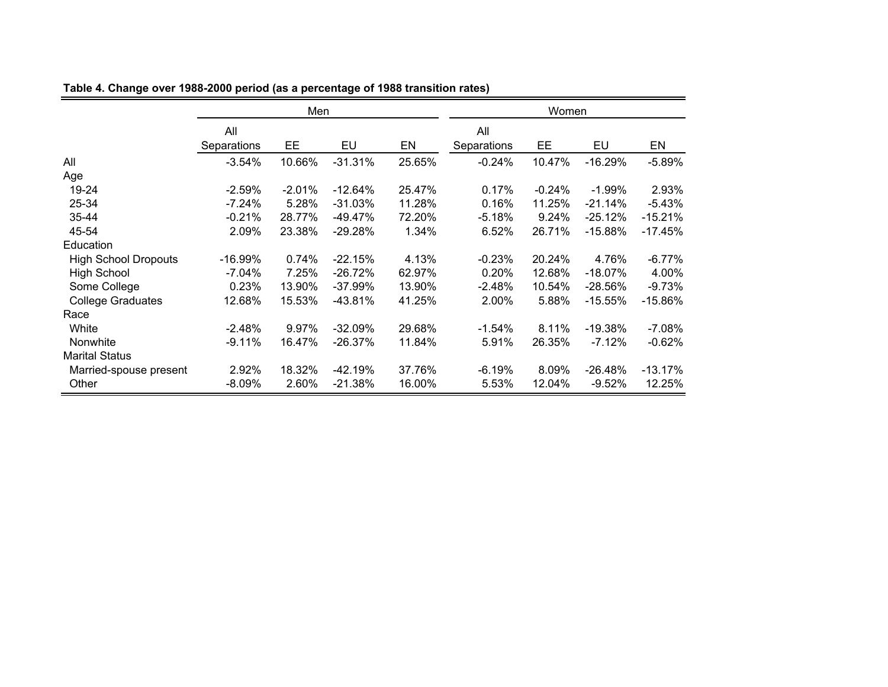**Table 4. Change over 1988-2000 period (as a percentage of 1988 transition rates)**

| | Men | | | | Women | | | |
|---|---|---|---|---|---|---|---|---|
| | All Separations | EE | EU | EN | All Separations | EE | EU | EN |
| All | -3.54% | 10.66% | -31.31% | 25.65% | -0.24% | 10.47% | -16.29% | -5.89% |
| Age | | | | | | | | |
| 19-24 | -2.59% | -2.01% | -12.64% | 25.47% | 0.17% | -0.24% | -1.99% | 2.93% |
| 25-34 | -7.24% | 5.28% | -31.03% | 11.28% | 0.16% | 11.25% | -21.14% | -5.43% |
| 35-44 | -0.21% | 28.77% | -49.47% | 72.20% | -5.18% | 9.24% | -25.12% | -15.21% |
| 45-54 | 2.09% | 23.38% | -29.28% | 1.34% | 6.52% | 26.71% | -15.88% | -17.45% |
| Education | | | | | | | | |
| High School Dropouts | -16.99% | 0.74% | -22.15% | 4.13% | -0.23% | 20.24% | 4.76% | -6.77% |
| High School | -7.04% | 7.25% | -26.72% | 62.97% | 0.20% | 12.68% | -18.07% | 4.00% |
| Some College | 0.23% | 13.90% | -37.99% | 13.90% | -2.48% | 10.54% | -28.56% | -9.73% |
| College Graduates | 12.68% | 15.53% | -43.81% | 41.25% | 2.00% | 5.88% | -15.55% | -15.86% |
| Race | | | | | | | | |
| White | -2.48% | 9.97% | -32.09% | 29.68% | -1.54% | 8.11% | -19.38% | -7.08% |
| Nonwhite | -9.11% | 16.47% | -26.37% | 11.84% | 5.91% | 26.35% | -7.12% | -0.62% |
| Marital Status | | | | | | | | |
| Married-spouse present | 2.92% | 18.32% | -42.19% | 37.76% | -6.19% | 8.09% | -26.48% | -13.17% |
| Other | -8.09% | 2.60% | -21.38% | 16.00% | 5.53% | 12.04% | -9.52% | 12.25% |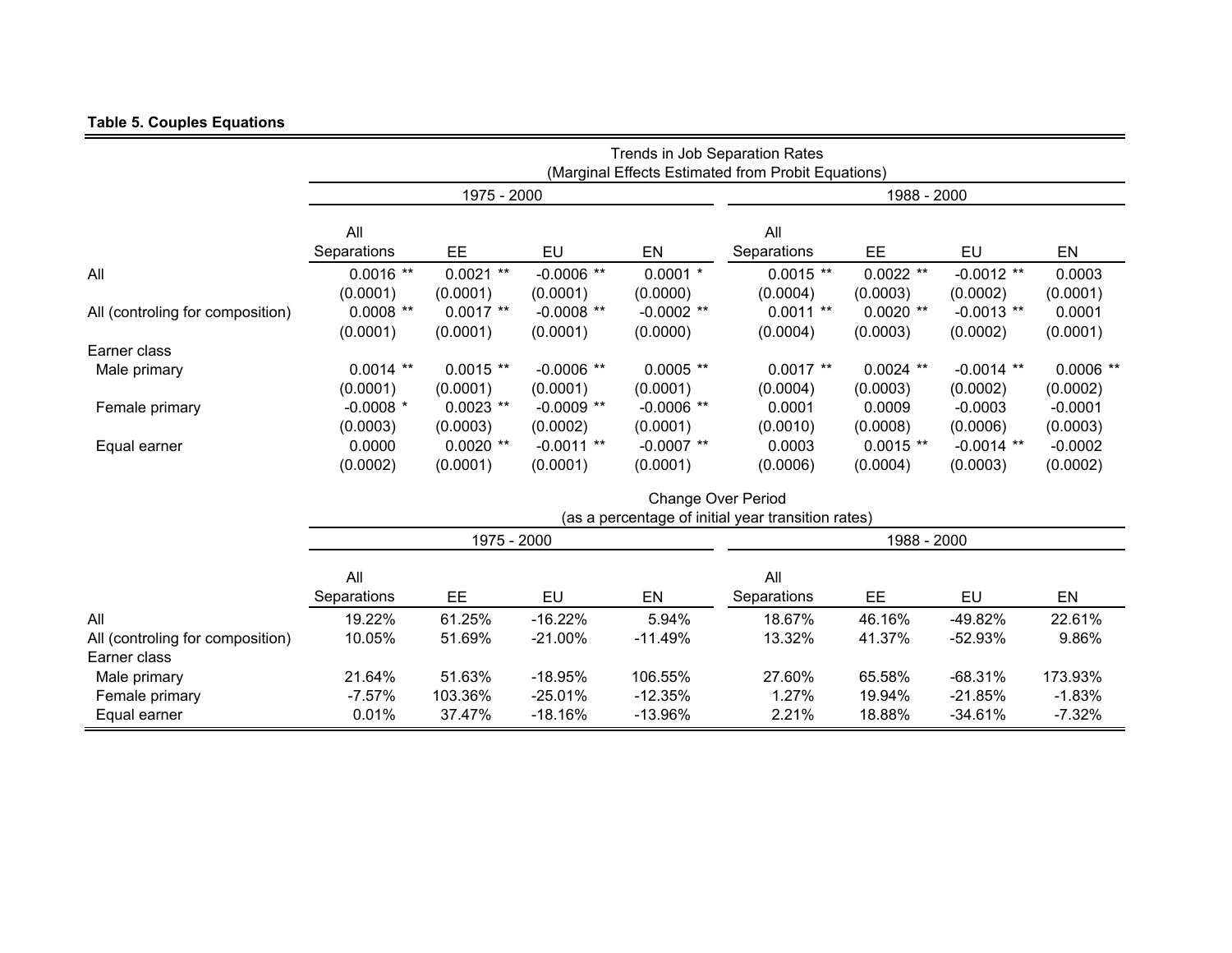**Table 5. Couples Equations**

| | Trends in Job Separation Rates (Marginal Effects Estimated from Probit Equations) | | | | | | | |
|---|---|---|---|---|---|---|---|---|
| | 1975 - 2000 | | | | 1988 - 2000 | | | |
| | All Separations | EE | EU | EN | All Separations | EE | EU | EN |
| All | 0.0016 ** | 0.0021 ** | -0.0006 ** | 0.0001 * | 0.0015 ** | 0.0022 ** | -0.0012 ** | 0.0003 |
| | (0.0001) | (0.0001) | (0.0001) | (0.0000) | (0.0004) | (0.0003) | (0.0002) | (0.0001) |
| All (controling for composition) | 0.0008 ** | 0.0017 ** | -0.0008 ** | -0.0002 ** | 0.0011 ** | 0.0020 ** | -0.0013 ** | 0.0001 |
| | (0.0001) | (0.0001) | (0.0001) | (0.0000) | (0.0004) | (0.0003) | (0.0002) | (0.0001) |
| Earner class | | | | | | | | |
| Male primary | 0.0014 ** | 0.0015 ** | -0.0006 ** | 0.0005 ** | 0.0017 ** | 0.0024 ** | -0.0014 ** | 0.0006 ** |
| | (0.0001) | (0.0001) | (0.0001) | (0.0001) | (0.0004) | (0.0003) | (0.0002) | (0.0002) |
| Female primary | -0.0008 * | 0.0023 ** | -0.0009 ** | -0.0006 ** | 0.0001 | 0.0009 | -0.0003 | -0.0001 |
| | (0.0003) | (0.0003) | (0.0002) | (0.0001) | (0.0010) | (0.0008) | (0.0006) | (0.0003) |
| Equal earner | 0.0000 | 0.0020 ** | -0.0011 ** | -0.0007 ** | 0.0003 | 0.0015 ** | -0.0014 ** | -0.0002 |
| | (0.0002) | (0.0001) | (0.0001) | (0.0001) | (0.0006) | (0.0004) | (0.0003) | (0.0002) |

| | Change Over Period (as a percentage of initial year transition rates) | | | | | | | |
|---|---|---|---|---|---|---|---|---|
| | 1975 - 2000 | | | | 1988 - 2000 | | | |
| | All Separations | EE | EU | EN | All Separations | EE | EU | EN |
| All | 19.22% | 61.25% | -16.22% | 5.94% | 18.67% | 46.16% | -49.82% | 22.61% |
| All (controling for composition) | 10.05% | 51.69% | -21.00% | -11.49% | 13.32% | 41.37% | -52.93% | 9.86% |
| Earner class | | | | | | | | |
| Male primary | 21.64% | 51.63% | -18.95% | 106.55% | 27.60% | 65.58% | -68.31% | 173.93% |
| Female primary | -7.57% | 103.36% | -25.01% | -12.35% | 1.27% | 19.94% | -21.85% | -1.83% |
| Equal earner | 0.01% | 37.47% | -18.16% | -13.96% | 2.21% | 18.88% | -34.61% | -7.32% |